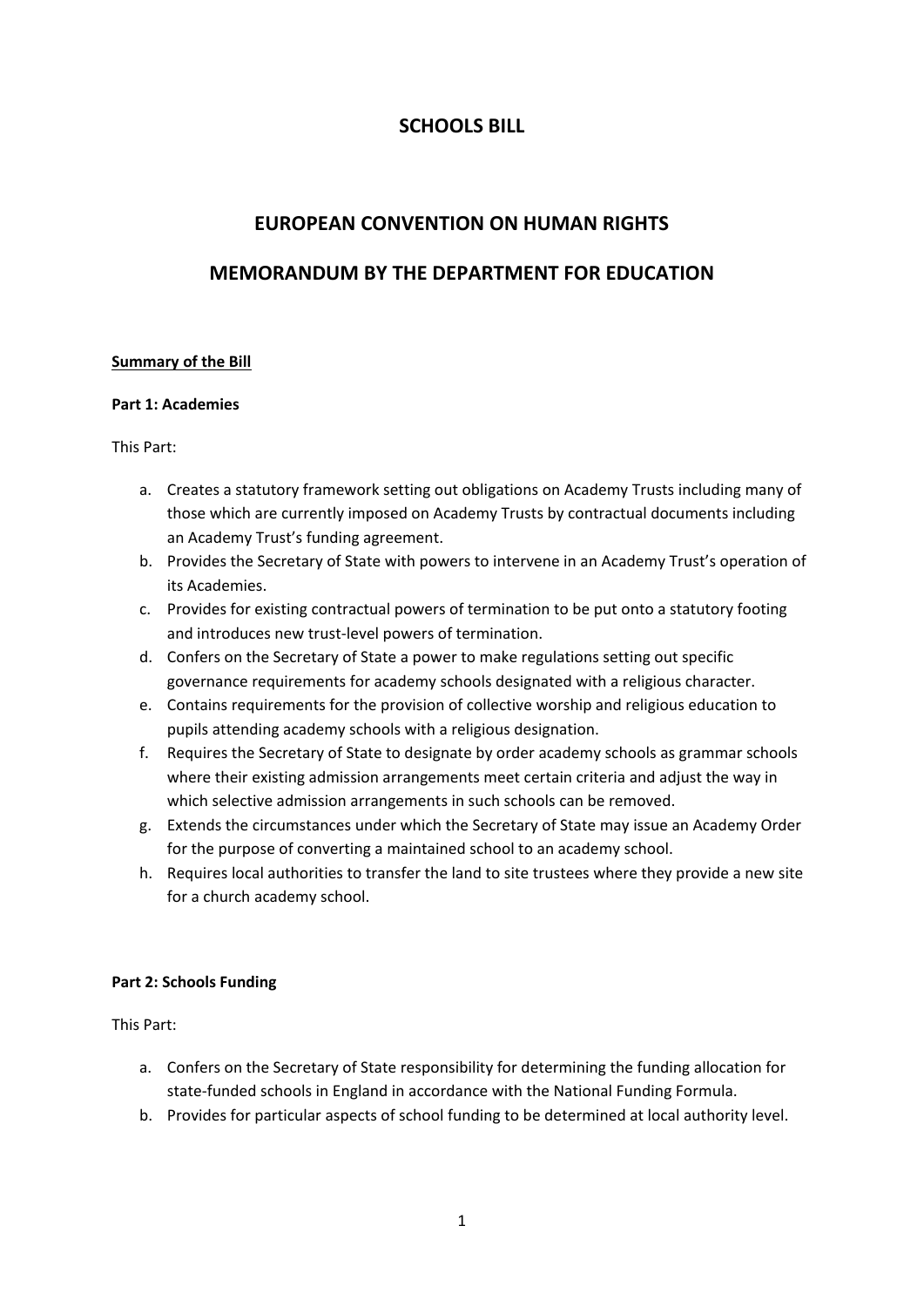# SCHOOLS BILL

## EUROPEAN CONVENTION ON HUMAN RIGHTS

## MEMORANDUM BY THE DEPARTMENT FOR EDUCATION

**Summary of the Bill**

**Part 1: Academies**

This Part:

a. Creates a statutory framework setting out obligations on Academy Trusts including many of those which are currently imposed on Academy Trusts by contractual documents including an Academy Trust's funding agreement.
b. Provides the Secretary of State with powers to intervene in an Academy Trust's operation of its Academies.
c. Provides for existing contractual powers of termination to be put onto a statutory footing and introduces new trust-level powers of termination.
d. Confers on the Secretary of State a power to make regulations setting out specific governance requirements for academy schools designated with a religious character.
e. Contains requirements for the provision of collective worship and religious education to pupils attending academy schools with a religious designation.
f. Requires the Secretary of State to designate by order academy schools as grammar schools where their existing admission arrangements meet certain criteria and adjust the way in which selective admission arrangements in such schools can be removed.
g. Extends the circumstances under which the Secretary of State may issue an Academy Order for the purpose of converting a maintained school to an academy school.
h. Requires local authorities to transfer the land to site trustees where they provide a new site for a church academy school.

**Part 2: Schools Funding**

This Part:

a. Confers on the Secretary of State responsibility for determining the funding allocation for state-funded schools in England in accordance with the National Funding Formula.
b. Provides for particular aspects of school funding to be determined at local authority level.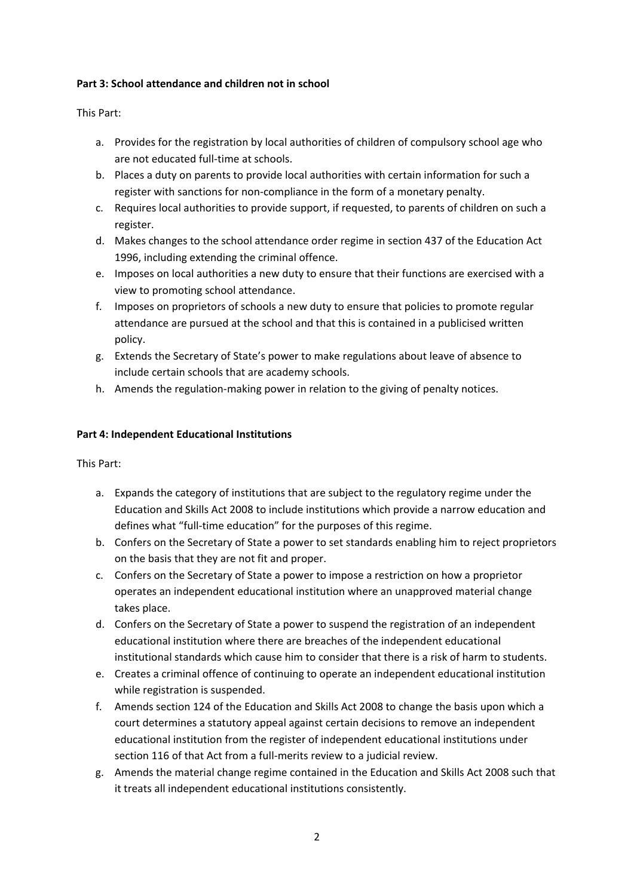**Part 3: School attendance and children not in school**

This Part:

a. Provides for the registration by local authorities of children of compulsory school age who are not educated full-time at schools.
b. Places a duty on parents to provide local authorities with certain information for such a register with sanctions for non-compliance in the form of a monetary penalty.
c. Requires local authorities to provide support, if requested, to parents of children on such a register.
d. Makes changes to the school attendance order regime in section 437 of the Education Act 1996, including extending the criminal offence.
e. Imposes on local authorities a new duty to ensure that their functions are exercised with a view to promoting school attendance.
f. Imposes on proprietors of schools a new duty to ensure that policies to promote regular attendance are pursued at the school and that this is contained in a publicised written policy.
g. Extends the Secretary of State's power to make regulations about leave of absence to include certain schools that are academy schools.
h. Amends the regulation-making power in relation to the giving of penalty notices.

**Part 4: Independent Educational Institutions**

This Part:

a. Expands the category of institutions that are subject to the regulatory regime under the Education and Skills Act 2008 to include institutions which provide a narrow education and defines what "full-time education" for the purposes of this regime.
b. Confers on the Secretary of State a power to set standards enabling him to reject proprietors on the basis that they are not fit and proper.
c. Confers on the Secretary of State a power to impose a restriction on how a proprietor operates an independent educational institution where an unapproved material change takes place.
d. Confers on the Secretary of State a power to suspend the registration of an independent educational institution where there are breaches of the independent educational institutional standards which cause him to consider that there is a risk of harm to students.
e. Creates a criminal offence of continuing to operate an independent educational institution while registration is suspended.
f. Amends section 124 of the Education and Skills Act 2008 to change the basis upon which a court determines a statutory appeal against certain decisions to remove an independent educational institution from the register of independent educational institutions under section 116 of that Act from a full-merits review to a judicial review.
g. Amends the material change regime contained in the Education and Skills Act 2008 such that it treats all independent educational institutions consistently.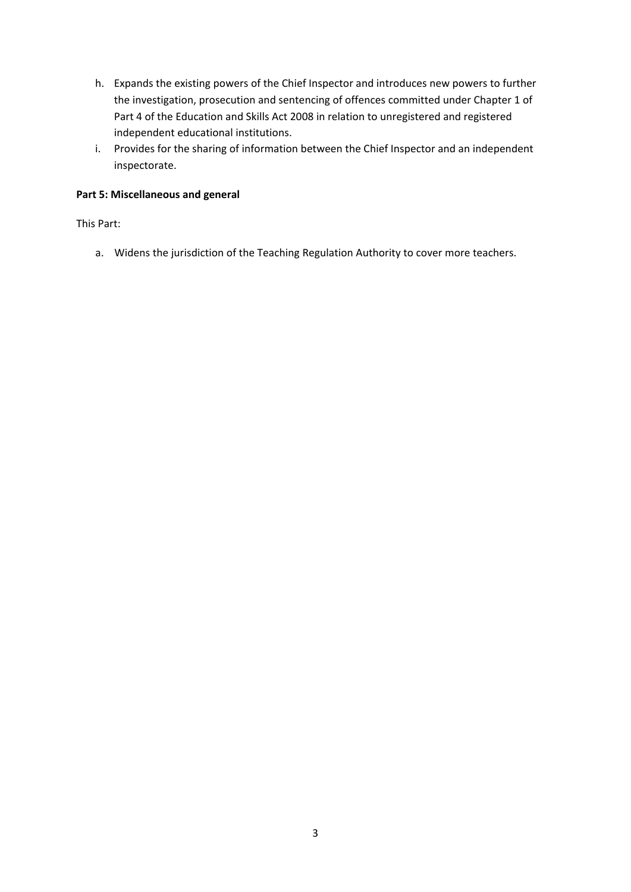h. Expands the existing powers of the Chief Inspector and introduces new powers to further the investigation, prosecution and sentencing of offences committed under Chapter 1 of Part 4 of the Education and Skills Act 2008 in relation to unregistered and registered independent educational institutions.
i. Provides for the sharing of information between the Chief Inspector and an independent inspectorate.

**Part 5: Miscellaneous and general**

This Part:

a. Widens the jurisdiction of the Teaching Regulation Authority to cover more teachers.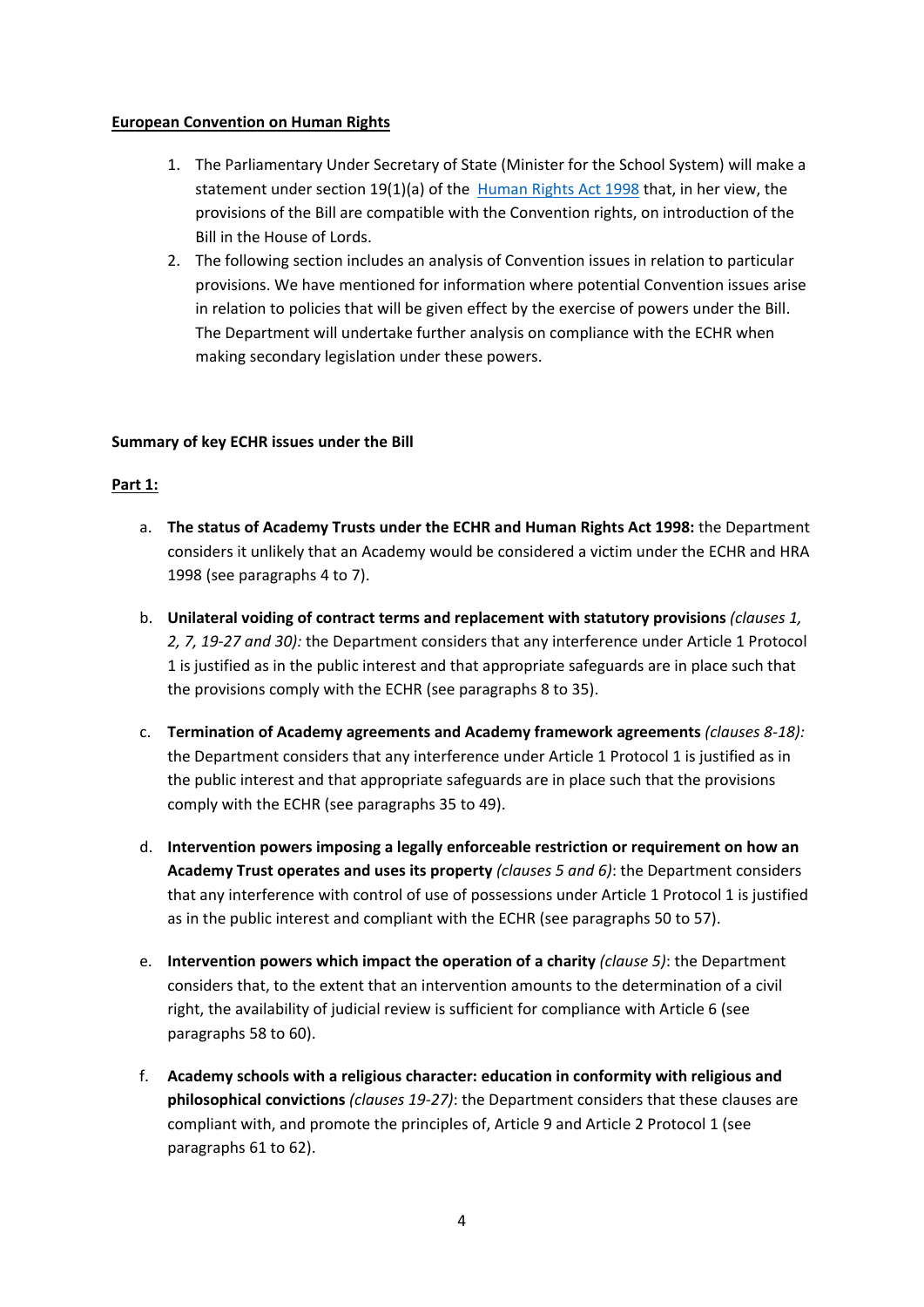**European Convention on Human Rights**

1. The Parliamentary Under Secretary of State (Minister for the School System) will make a statement under section 19(1)(a) of the [Human Rights Act 1998](https://www.legislation.gov.uk/ukpga/1998/42/contents) that, in her view, the provisions of the Bill are compatible with the Convention rights, on introduction of the Bill in the House of Lords.
2. The following section includes an analysis of Convention issues in relation to particular provisions. We have mentioned for information where potential Convention issues arise in relation to policies that will be given effect by the exercise of powers under the Bill. The Department will undertake further analysis on compliance with the ECHR when making secondary legislation under these powers.

**Summary of key ECHR issues under the Bill**

**Part 1:**

a. **The status of Academy Trusts under the ECHR and Human Rights Act 1998:** the Department considers it unlikely that an Academy would be considered a victim under the ECHR and HRA 1998 (see paragraphs 4 to 7).

b. **Unilateral voiding of contract terms and replacement with statutory provisions** *(clauses 1, 2, 7, 19-27 and 30):* the Department considers that any interference under Article 1 Protocol 1 is justified as in the public interest and that appropriate safeguards are in place such that the provisions comply with the ECHR (see paragraphs 8 to 35).

c. **Termination of Academy agreements and Academy framework agreements** *(clauses 8-18):* the Department considers that any interference under Article 1 Protocol 1 is justified as in the public interest and that appropriate safeguards are in place such that the provisions comply with the ECHR (see paragraphs 35 to 49).

d. **Intervention powers imposing a legally enforceable restriction or requirement on how an Academy Trust operates and uses its property** *(clauses 5 and 6)*: the Department considers that any interference with control of use of possessions under Article 1 Protocol 1 is justified as in the public interest and compliant with the ECHR (see paragraphs 50 to 57).

e. **Intervention powers which impact the operation of a charity** *(clause 5)*: the Department considers that, to the extent that an intervention amounts to the determination of a civil right, the availability of judicial review is sufficient for compliance with Article 6 (see paragraphs 58 to 60).

f. **Academy schools with a religious character: education in conformity with religious and philosophical convictions** *(clauses 19-27)*: the Department considers that these clauses are compliant with, and promote the principles of, Article 9 and Article 2 Protocol 1 (see paragraphs 61 to 62).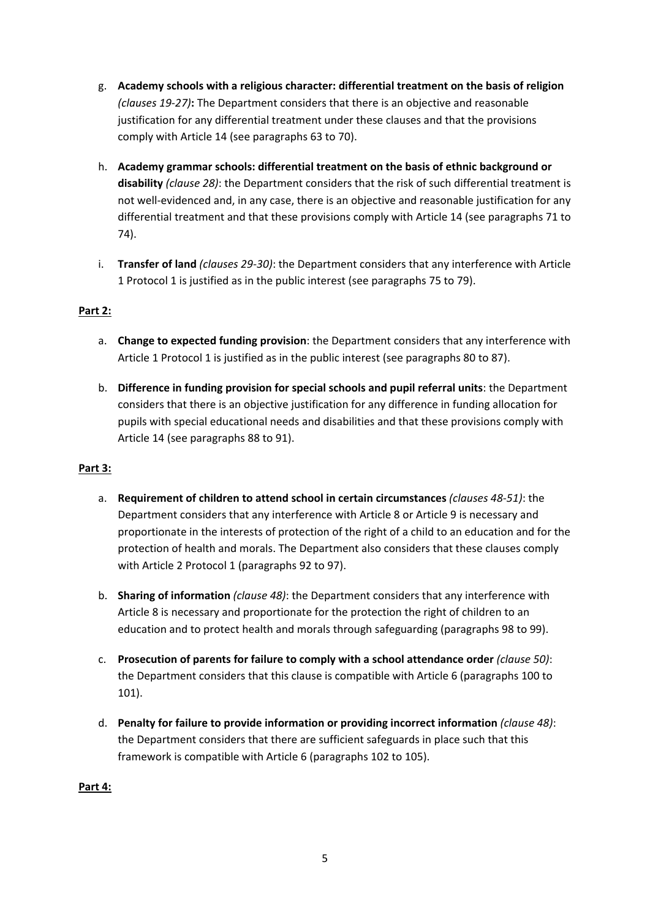g. **Academy schools with a religious character: differential treatment on the basis of religion** *(clauses 19-27)***:** The Department considers that there is an objective and reasonable justification for any differential treatment under these clauses and that the provisions comply with Article 14 (see paragraphs 63 to 70).

h. **Academy grammar schools: differential treatment on the basis of ethnic background or disability** *(clause 28)*: the Department considers that the risk of such differential treatment is not well-evidenced and, in any case, there is an objective and reasonable justification for any differential treatment and that these provisions comply with Article 14 (see paragraphs 71 to 74).

i. **Transfer of land** *(clauses 29-30)*: the Department considers that any interference with Article 1 Protocol 1 is justified as in the public interest (see paragraphs 75 to 79).

**Part 2:**

a. **Change to expected funding provision**: the Department considers that any interference with Article 1 Protocol 1 is justified as in the public interest (see paragraphs 80 to 87).

b. **Difference in funding provision for special schools and pupil referral units**: the Department considers that there is an objective justification for any difference in funding allocation for pupils with special educational needs and disabilities and that these provisions comply with Article 14 (see paragraphs 88 to 91).

**Part 3:**

a. **Requirement of children to attend school in certain circumstances** *(clauses 48-51)*: the Department considers that any interference with Article 8 or Article 9 is necessary and proportionate in the interests of protection of the right of a child to an education and for the protection of health and morals. The Department also considers that these clauses comply with Article 2 Protocol 1 (paragraphs 92 to 97).

b. **Sharing of information** *(clause 48)*: the Department considers that any interference with Article 8 is necessary and proportionate for the protection the right of children to an education and to protect health and morals through safeguarding (paragraphs 98 to 99).

c. **Prosecution of parents for failure to comply with a school attendance order** *(clause 50)*: the Department considers that this clause is compatible with Article 6 (paragraphs 100 to 101).

d. **Penalty for failure to provide information or providing incorrect information** *(clause 48)*: the Department considers that there are sufficient safeguards in place such that this framework is compatible with Article 6 (paragraphs 102 to 105).

**Part 4:**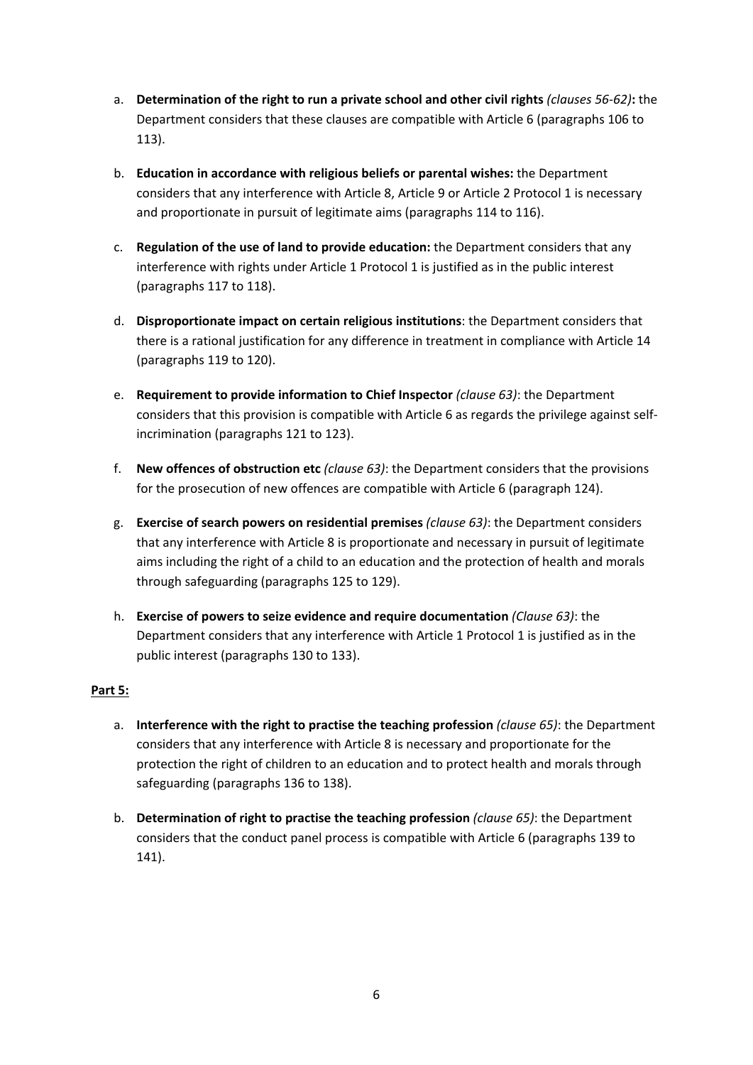a. **Determination of the right to run a private school and other civil rights** *(clauses 56-62)***:** the Department considers that these clauses are compatible with Article 6 (paragraphs 106 to 113).

b. **Education in accordance with religious beliefs or parental wishes:** the Department considers that any interference with Article 8, Article 9 or Article 2 Protocol 1 is necessary and proportionate in pursuit of legitimate aims (paragraphs 114 to 116).

c. **Regulation of the use of land to provide education:** the Department considers that any interference with rights under Article 1 Protocol 1 is justified as in the public interest (paragraphs 117 to 118).

d. **Disproportionate impact on certain religious institutions**: the Department considers that there is a rational justification for any difference in treatment in compliance with Article 14 (paragraphs 119 to 120).

e. **Requirement to provide information to Chief Inspector** *(clause 63)*: the Department considers that this provision is compatible with Article 6 as regards the privilege against self-incrimination (paragraphs 121 to 123).

f. **New offences of obstruction etc** *(clause 63)*: the Department considers that the provisions for the prosecution of new offences are compatible with Article 6 (paragraph 124).

g. **Exercise of search powers on residential premises** *(clause 63)*: the Department considers that any interference with Article 8 is proportionate and necessary in pursuit of legitimate aims including the right of a child to an education and the protection of health and morals through safeguarding (paragraphs 125 to 129).

h. **Exercise of powers to seize evidence and require documentation** *(Clause 63)*: the Department considers that any interference with Article 1 Protocol 1 is justified as in the public interest (paragraphs 130 to 133).

**Part 5:**

a. **Interference with the right to practise the teaching profession** *(clause 65)*: the Department considers that any interference with Article 8 is necessary and proportionate for the protection the right of children to an education and to protect health and morals through safeguarding (paragraphs 136 to 138).

b. **Determination of right to practise the teaching profession** *(clause 65)*: the Department considers that the conduct panel process is compatible with Article 6 (paragraphs 139 to 141).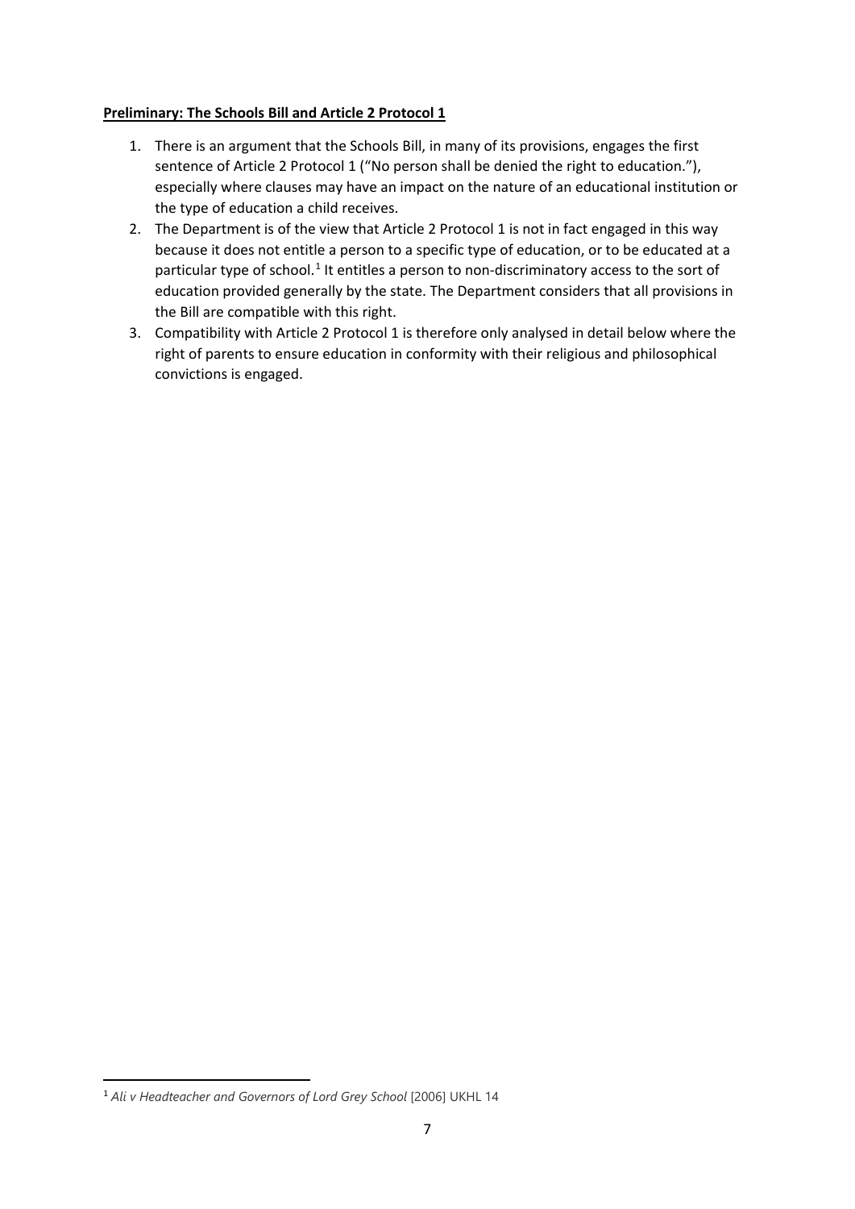**Preliminary: The Schools Bill and Article 2 Protocol 1**

1. There is an argument that the Schools Bill, in many of its provisions, engages the first sentence of Article 2 Protocol 1 ("No person shall be denied the right to education."), especially where clauses may have an impact on the nature of an educational institution or the type of education a child receives.
2. The Department is of the view that Article 2 Protocol 1 is not in fact engaged in this way because it does not entitle a person to a specific type of education, or to be educated at a particular type of school.[1] It entitles a person to non-discriminatory access to the sort of education provided generally by the state. The Department considers that all provisions in the Bill are compatible with this right.
3. Compatibility with Article 2 Protocol 1 is therefore only analysed in detail below where the right of parents to ensure education in conformity with their religious and philosophical convictions is engaged.

[1] *Ali v Headteacher and Governors of Lord Grey School* [2006] UKHL 14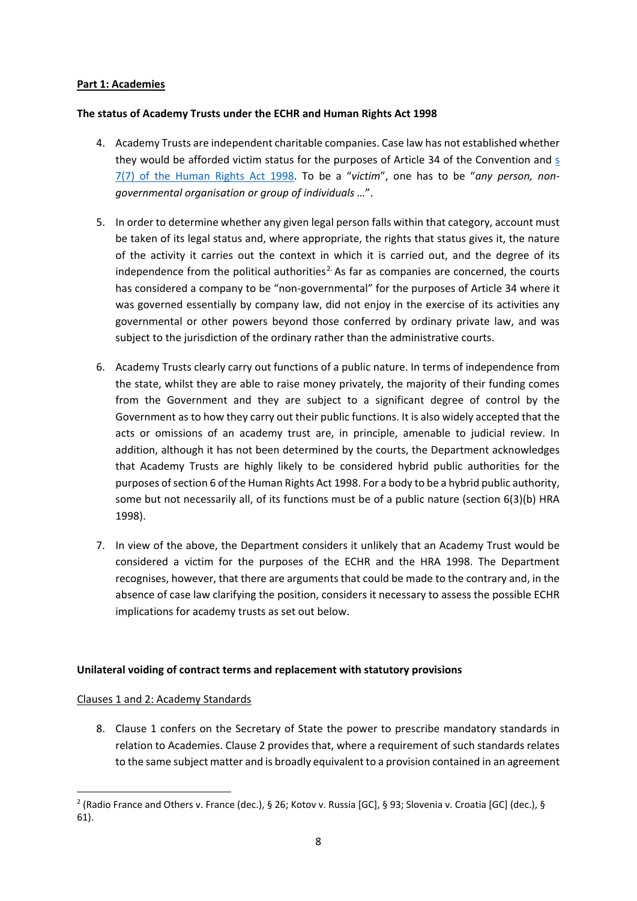**Part 1: Academies**

**The status of Academy Trusts under the ECHR and Human Rights Act 1998**

4. Academy Trusts are independent charitable companies. Case law has not established whether they would be afforded victim status for the purposes of Article 34 of the Convention and s 7(7) of the Human Rights Act 1998. To be a "*victim*", one has to be "*any person, non-governmental organisation or group of individuals …*".

5. In order to determine whether any given legal person falls within that category, account must be taken of its legal status and, where appropriate, the rights that status gives it, the nature of the activity it carries out the context in which it is carried out, and the degree of its independence from the political authorities[2]. As far as companies are concerned, the courts has considered a company to be "non-governmental" for the purposes of Article 34 where it was governed essentially by company law, did not enjoy in the exercise of its activities any governmental or other powers beyond those conferred by ordinary private law, and was subject to the jurisdiction of the ordinary rather than the administrative courts.

6. Academy Trusts clearly carry out functions of a public nature. In terms of independence from the state, whilst they are able to raise money privately, the majority of their funding comes from the Government and they are subject to a significant degree of control by the Government as to how they carry out their public functions. It is also widely accepted that the acts or omissions of an academy trust are, in principle, amenable to judicial review. In addition, although it has not been determined by the courts, the Department acknowledges that Academy Trusts are highly likely to be considered hybrid public authorities for the purposes of section 6 of the Human Rights Act 1998. For a body to be a hybrid public authority, some but not necessarily all, of its functions must be of a public nature (section 6(3)(b) HRA 1998).

7. In view of the above, the Department considers it unlikely that an Academy Trust would be considered a victim for the purposes of the ECHR and the HRA 1998. The Department recognises, however, that there are arguments that could be made to the contrary and, in the absence of case law clarifying the position, considers it necessary to assess the possible ECHR implications for academy trusts as set out below.

**Unilateral voiding of contract terms and replacement with statutory provisions**

Clauses 1 and 2: Academy Standards

8. Clause 1 confers on the Secretary of State the power to prescribe mandatory standards in relation to Academies. Clause 2 provides that, where a requirement of such standards relates to the same subject matter and is broadly equivalent to a provision contained in an agreement

[2] (Radio France and Others v. France (dec.), § 26; Kotov v. Russia [GC], § 93; Slovenia v. Croatia [GC] (dec.), § 61).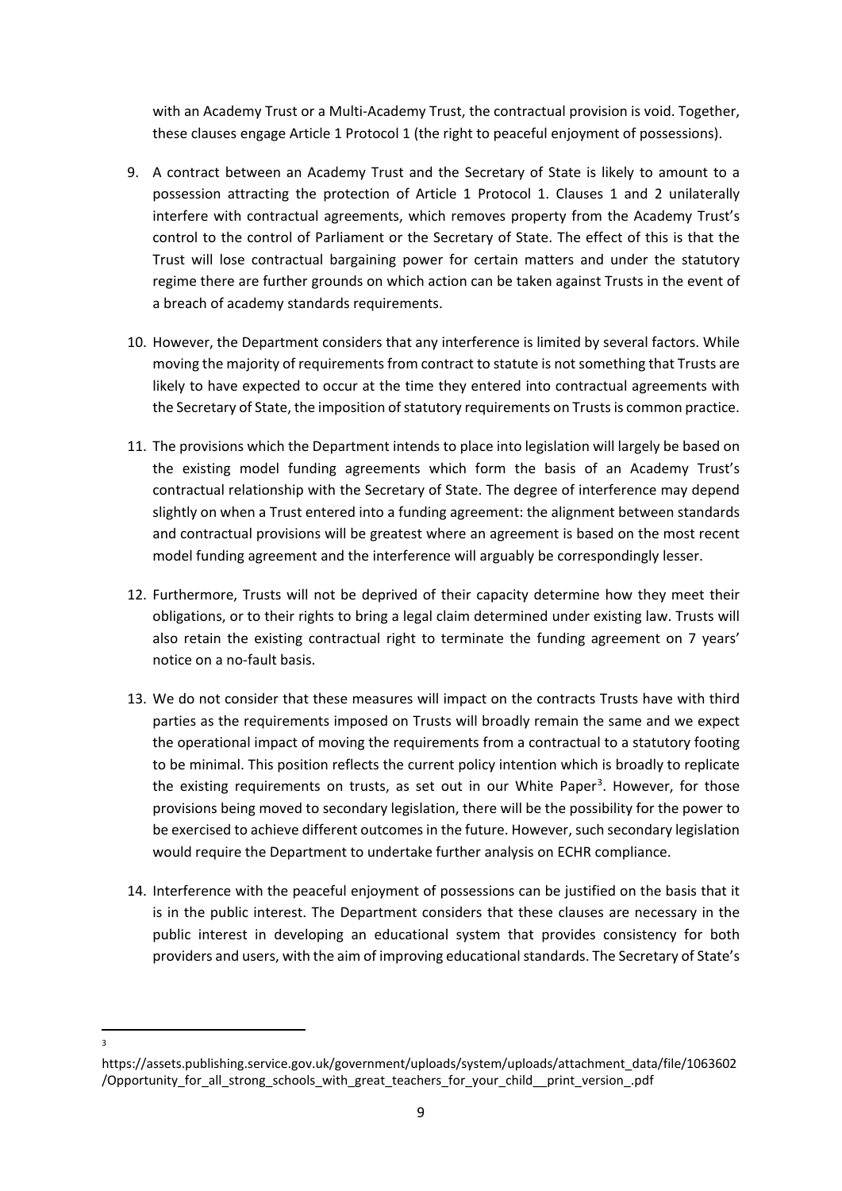with an Academy Trust or a Multi-Academy Trust, the contractual provision is void. Together, these clauses engage Article 1 Protocol 1 (the right to peaceful enjoyment of possessions).

9. A contract between an Academy Trust and the Secretary of State is likely to amount to a possession attracting the protection of Article 1 Protocol 1. Clauses 1 and 2 unilaterally interfere with contractual agreements, which removes property from the Academy Trust's control to the control of Parliament or the Secretary of State. The effect of this is that the Trust will lose contractual bargaining power for certain matters and under the statutory regime there are further grounds on which action can be taken against Trusts in the event of a breach of academy standards requirements.

10. However, the Department considers that any interference is limited by several factors. While moving the majority of requirements from contract to statute is not something that Trusts are likely to have expected to occur at the time they entered into contractual agreements with the Secretary of State, the imposition of statutory requirements on Trusts is common practice.

11. The provisions which the Department intends to place into legislation will largely be based on the existing model funding agreements which form the basis of an Academy Trust's contractual relationship with the Secretary of State. The degree of interference may depend slightly on when a Trust entered into a funding agreement: the alignment between standards and contractual provisions will be greatest where an agreement is based on the most recent model funding agreement and the interference will arguably be correspondingly lesser.

12. Furthermore, Trusts will not be deprived of their capacity determine how they meet their obligations, or to their rights to bring a legal claim determined under existing law. Trusts will also retain the existing contractual right to terminate the funding agreement on 7 years' notice on a no-fault basis.

13. We do not consider that these measures will impact on the contracts Trusts have with third parties as the requirements imposed on Trusts will broadly remain the same and we expect the operational impact of moving the requirements from a contractual to a statutory footing to be minimal. This position reflects the current policy intention which is broadly to replicate the existing requirements on trusts, as set out in our White Paper[3]. However, for those provisions being moved to secondary legislation, there will be the possibility for the power to be exercised to achieve different outcomes in the future. However, such secondary legislation would require the Department to undertake further analysis on ECHR compliance.

14. Interference with the peaceful enjoyment of possessions can be justified on the basis that it is in the public interest. The Department considers that these clauses are necessary in the public interest in developing an educational system that provides consistency for both providers and users, with the aim of improving educational standards. The Secretary of State's

[3] https://assets.publishing.service.gov.uk/government/uploads/system/uploads/attachment_data/file/1063602/Opportunity_for_all_strong_schools_with_great_teachers_for_your_child__print_version_.pdf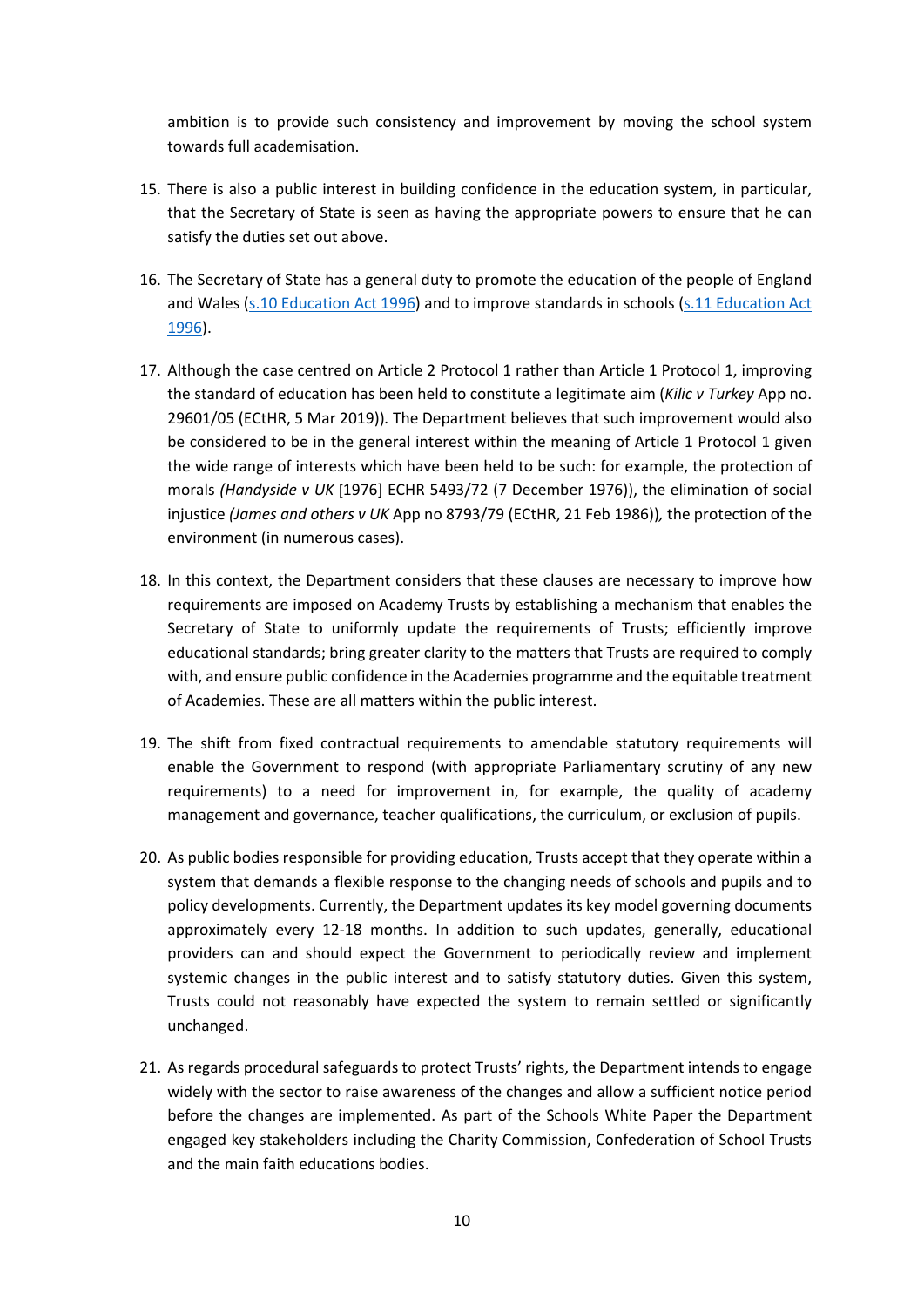ambition is to provide such consistency and improvement by moving the school system towards full academisation.

15. There is also a public interest in building confidence in the education system, in particular, that the Secretary of State is seen as having the appropriate powers to ensure that he can satisfy the duties set out above.

16. The Secretary of State has a general duty to promote the education of the people of England and Wales (s.10 Education Act 1996) and to improve standards in schools (s.11 Education Act 1996).

17. Although the case centred on Article 2 Protocol 1 rather than Article 1 Protocol 1, improving the standard of education has been held to constitute a legitimate aim (*Kilic v Turkey* App no. 29601/05 (ECtHR, 5 Mar 2019)). The Department believes that such improvement would also be considered to be in the general interest within the meaning of Article 1 Protocol 1 given the wide range of interests which have been held to be such: for example, the protection of morals *(Handyside v UK* [1976] ECHR 5493/72 (7 December 1976)), the elimination of social injustice *(James and others v UK* App no 8793/79 (ECtHR, 21 Feb 1986)), the protection of the environment (in numerous cases).

18. In this context, the Department considers that these clauses are necessary to improve how requirements are imposed on Academy Trusts by establishing a mechanism that enables the Secretary of State to uniformly update the requirements of Trusts; efficiently improve educational standards; bring greater clarity to the matters that Trusts are required to comply with, and ensure public confidence in the Academies programme and the equitable treatment of Academies. These are all matters within the public interest.

19. The shift from fixed contractual requirements to amendable statutory requirements will enable the Government to respond (with appropriate Parliamentary scrutiny of any new requirements) to a need for improvement in, for example, the quality of academy management and governance, teacher qualifications, the curriculum, or exclusion of pupils.

20. As public bodies responsible for providing education, Trusts accept that they operate within a system that demands a flexible response to the changing needs of schools and pupils and to policy developments. Currently, the Department updates its key model governing documents approximately every 12-18 months. In addition to such updates, generally, educational providers can and should expect the Government to periodically review and implement systemic changes in the public interest and to satisfy statutory duties. Given this system, Trusts could not reasonably have expected the system to remain settled or significantly unchanged.

21. As regards procedural safeguards to protect Trusts' rights, the Department intends to engage widely with the sector to raise awareness of the changes and allow a sufficient notice period before the changes are implemented. As part of the Schools White Paper the Department engaged key stakeholders including the Charity Commission, Confederation of School Trusts and the main faith educations bodies.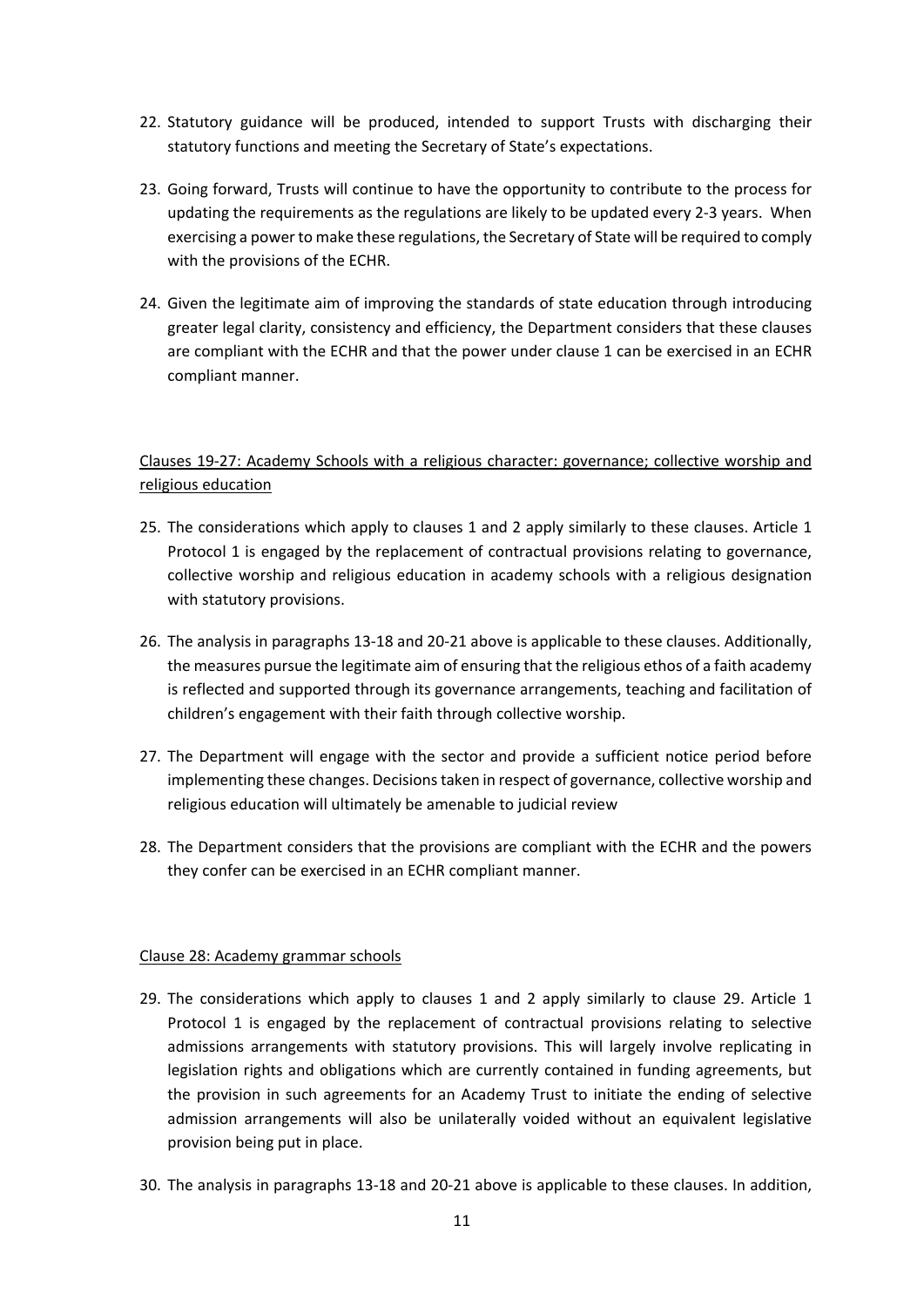22. Statutory guidance will be produced, intended to support Trusts with discharging their statutory functions and meeting the Secretary of State's expectations.

23. Going forward, Trusts will continue to have the opportunity to contribute to the process for updating the requirements as the regulations are likely to be updated every 2-3 years. When exercising a power to make these regulations, the Secretary of State will be required to comply with the provisions of the ECHR.

24. Given the legitimate aim of improving the standards of state education through introducing greater legal clarity, consistency and efficiency, the Department considers that these clauses are compliant with the ECHR and that the power under clause 1 can be exercised in an ECHR compliant manner.

<u>Clauses 19-27: Academy Schools with a religious character: governance; collective worship and religious education</u>

25. The considerations which apply to clauses 1 and 2 apply similarly to these clauses. Article 1 Protocol 1 is engaged by the replacement of contractual provisions relating to governance, collective worship and religious education in academy schools with a religious designation with statutory provisions.

26. The analysis in paragraphs 13-18 and 20-21 above is applicable to these clauses. Additionally, the measures pursue the legitimate aim of ensuring that the religious ethos of a faith academy is reflected and supported through its governance arrangements, teaching and facilitation of children's engagement with their faith through collective worship.

27. The Department will engage with the sector and provide a sufficient notice period before implementing these changes. Decisions taken in respect of governance, collective worship and religious education will ultimately be amenable to judicial review

28. The Department considers that the provisions are compliant with the ECHR and the powers they confer can be exercised in an ECHR compliant manner.

<u>Clause 28: Academy grammar schools</u>

29. The considerations which apply to clauses 1 and 2 apply similarly to clause 29. Article 1 Protocol 1 is engaged by the replacement of contractual provisions relating to selective admissions arrangements with statutory provisions. This will largely involve replicating in legislation rights and obligations which are currently contained in funding agreements, but the provision in such agreements for an Academy Trust to initiate the ending of selective admission arrangements will also be unilaterally voided without an equivalent legislative provision being put in place.

30. The analysis in paragraphs 13-18 and 20-21 above is applicable to these clauses. In addition,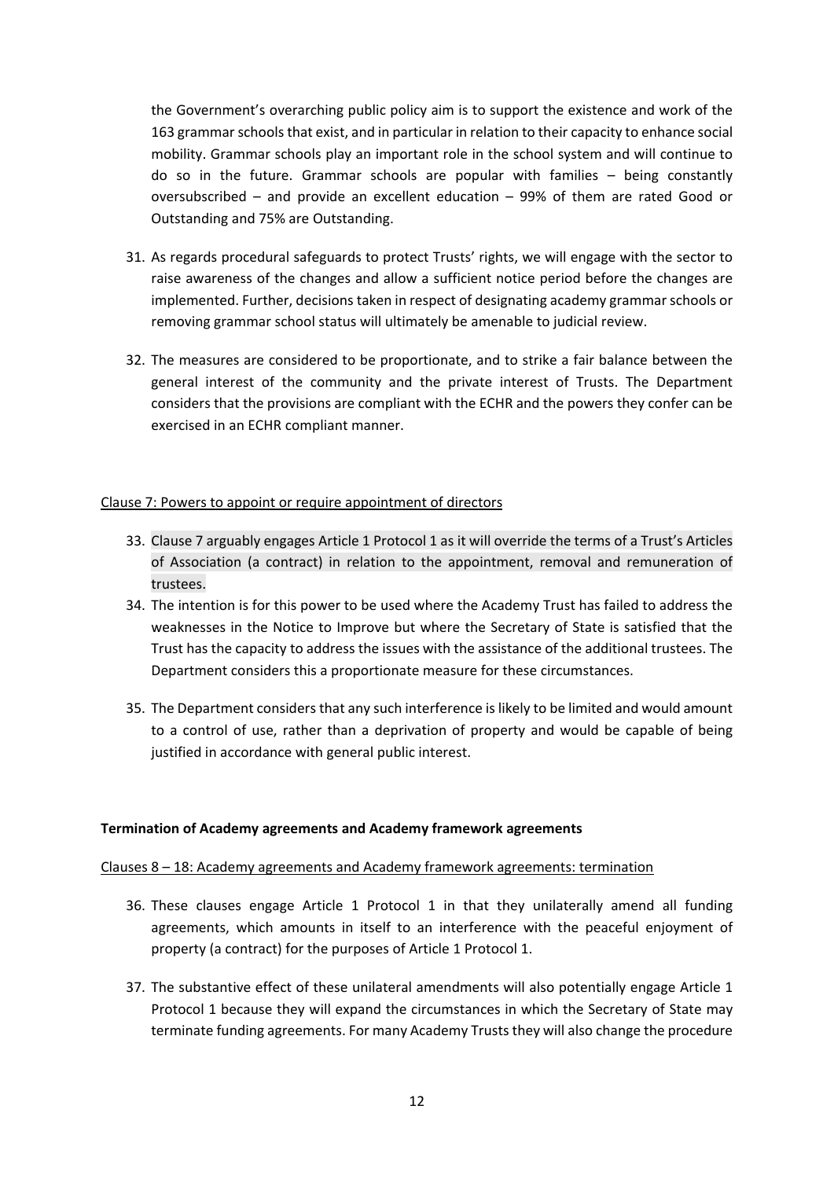the Government's overarching public policy aim is to support the existence and work of the 163 grammar schools that exist, and in particular in relation to their capacity to enhance social mobility. Grammar schools play an important role in the school system and will continue to do so in the future. Grammar schools are popular with families – being constantly oversubscribed – and provide an excellent education – 99% of them are rated Good or Outstanding and 75% are Outstanding.

31. As regards procedural safeguards to protect Trusts' rights, we will engage with the sector to raise awareness of the changes and allow a sufficient notice period before the changes are implemented. Further, decisions taken in respect of designating academy grammar schools or removing grammar school status will ultimately be amenable to judicial review.

32. The measures are considered to be proportionate, and to strike a fair balance between the general interest of the community and the private interest of Trusts. The Department considers that the provisions are compliant with the ECHR and the powers they confer can be exercised in an ECHR compliant manner.

<u>Clause 7: Powers to appoint or require appointment of directors</u>

33. Clause 7 arguably engages Article 1 Protocol 1 as it will override the terms of a Trust's Articles of Association (a contract) in relation to the appointment, removal and remuneration of trustees.
34. The intention is for this power to be used where the Academy Trust has failed to address the weaknesses in the Notice to Improve but where the Secretary of State is satisfied that the Trust has the capacity to address the issues with the assistance of the additional trustees. The Department considers this a proportionate measure for these circumstances.

35. The Department considers that any such interference is likely to be limited and would amount to a control of use, rather than a deprivation of property and would be capable of being justified in accordance with general public interest.

**Termination of Academy agreements and Academy framework agreements**

<u>Clauses 8 – 18: Academy agreements and Academy framework agreements: termination</u>

36. These clauses engage Article 1 Protocol 1 in that they unilaterally amend all funding agreements, which amounts in itself to an interference with the peaceful enjoyment of property (a contract) for the purposes of Article 1 Protocol 1.

37. The substantive effect of these unilateral amendments will also potentially engage Article 1 Protocol 1 because they will expand the circumstances in which the Secretary of State may terminate funding agreements. For many Academy Trusts they will also change the procedure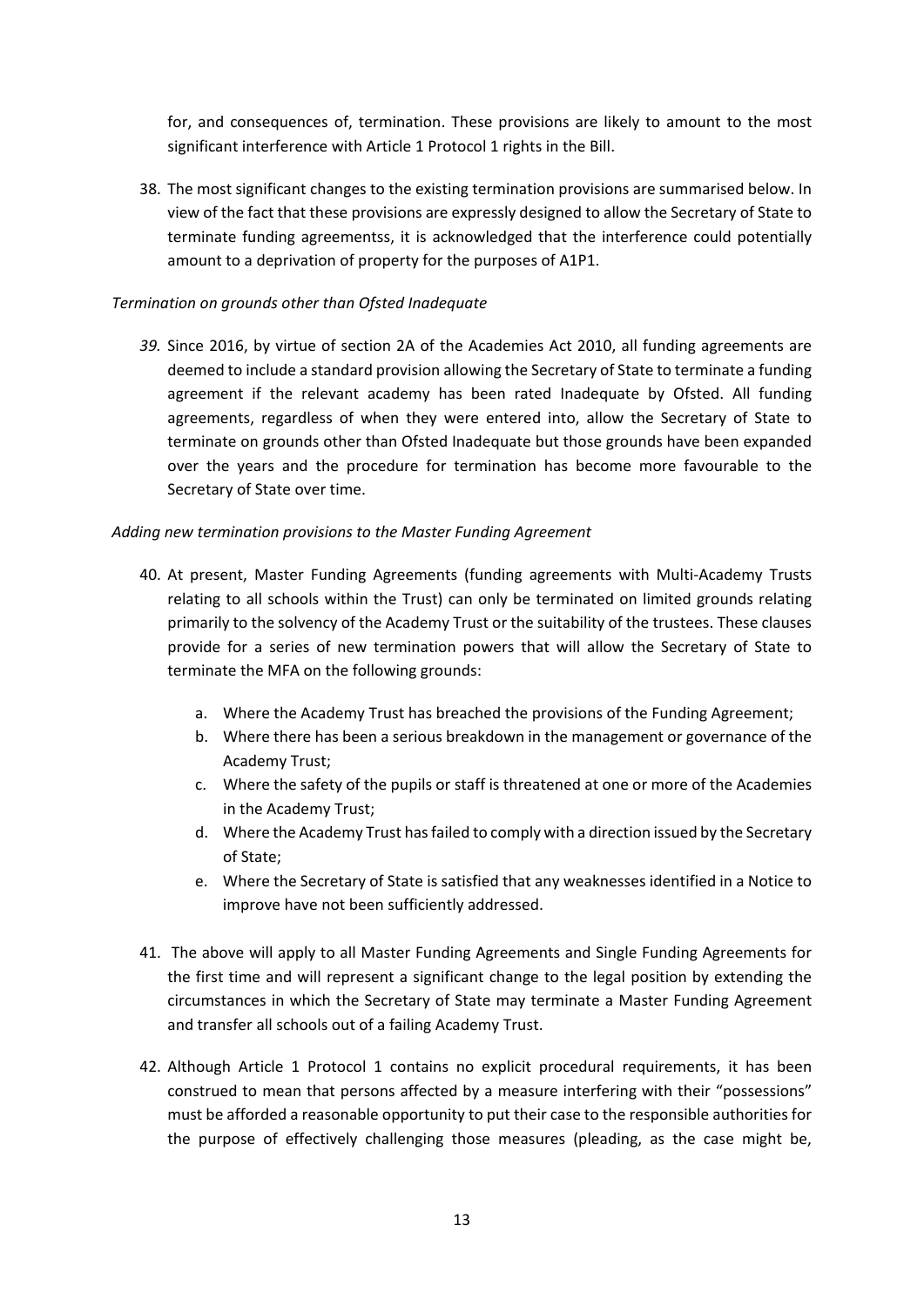for, and consequences of, termination. These provisions are likely to amount to the most significant interference with Article 1 Protocol 1 rights in the Bill.

38. The most significant changes to the existing termination provisions are summarised below. In view of the fact that these provisions are expressly designed to allow the Secretary of State to terminate funding agreementss, it is acknowledged that the interference could potentially amount to a deprivation of property for the purposes of A1P1.

*Termination on grounds other than Ofsted Inadequate*

39. Since 2016, by virtue of section 2A of the Academies Act 2010, all funding agreements are deemed to include a standard provision allowing the Secretary of State to terminate a funding agreement if the relevant academy has been rated Inadequate by Ofsted. All funding agreements, regardless of when they were entered into, allow the Secretary of State to terminate on grounds other than Ofsted Inadequate but those grounds have been expanded over the years and the procedure for termination has become more favourable to the Secretary of State over time.

*Adding new termination provisions to the Master Funding Agreement*

40. At present, Master Funding Agreements (funding agreements with Multi-Academy Trusts relating to all schools within the Trust) can only be terminated on limited grounds relating primarily to the solvency of the Academy Trust or the suitability of the trustees. These clauses provide for a series of new termination powers that will allow the Secretary of State to terminate the MFA on the following grounds:

    a. Where the Academy Trust has breached the provisions of the Funding Agreement;
    b. Where there has been a serious breakdown in the management or governance of the Academy Trust;
    c. Where the safety of the pupils or staff is threatened at one or more of the Academies in the Academy Trust;
    d. Where the Academy Trust has failed to comply with a direction issued by the Secretary of State;
    e. Where the Secretary of State is satisfied that any weaknesses identified in a Notice to improve have not been sufficiently addressed.

41. The above will apply to all Master Funding Agreements and Single Funding Agreements for the first time and will represent a significant change to the legal position by extending the circumstances in which the Secretary of State may terminate a Master Funding Agreement and transfer all schools out of a failing Academy Trust.

42. Although Article 1 Protocol 1 contains no explicit procedural requirements, it has been construed to mean that persons affected by a measure interfering with their "possessions" must be afforded a reasonable opportunity to put their case to the responsible authorities for the purpose of effectively challenging those measures (pleading, as the case might be,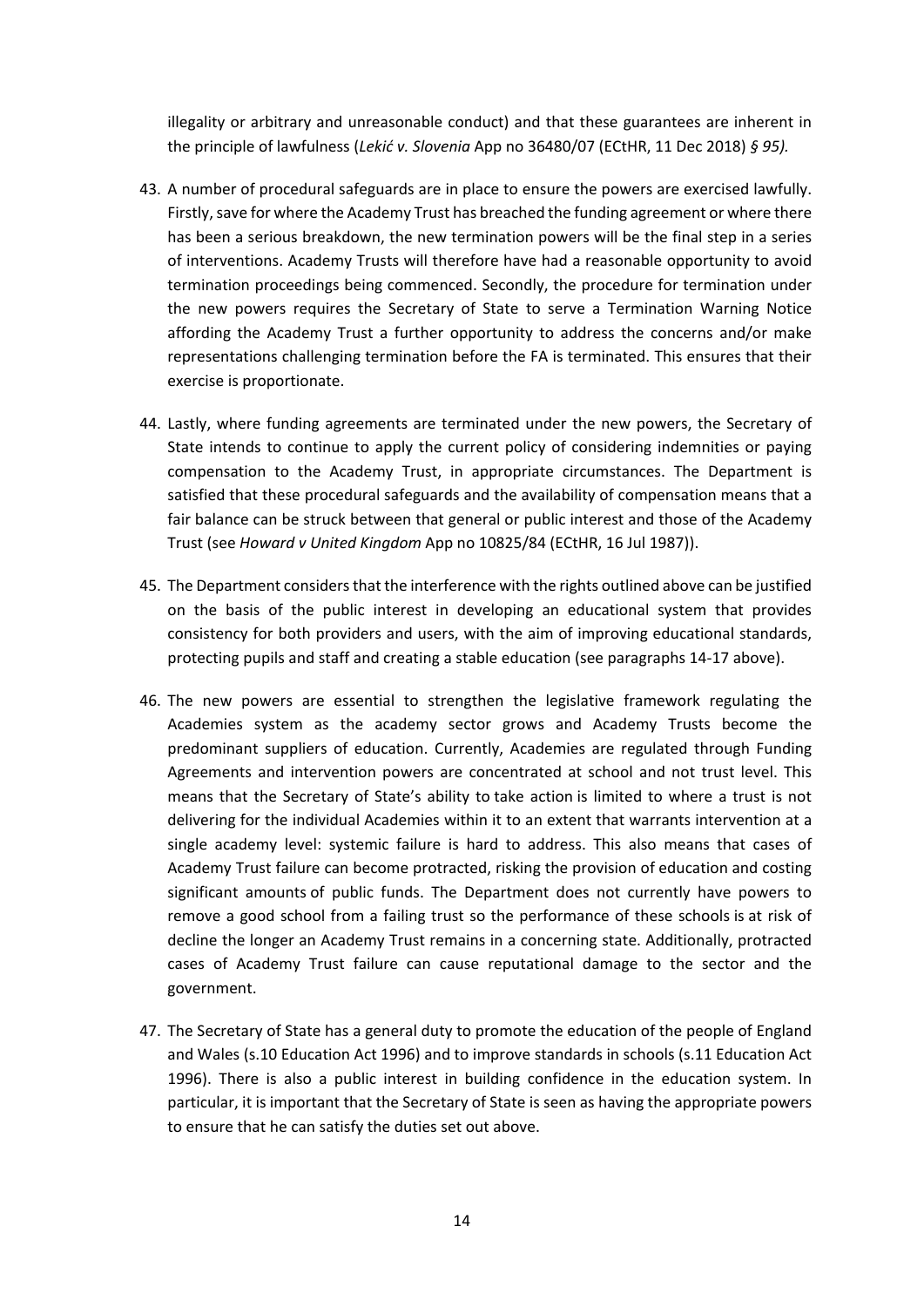illegality or arbitrary and unreasonable conduct) and that these guarantees are inherent in the principle of lawfulness (*Lekić v. Slovenia* App no 36480/07 (ECtHR, 11 Dec 2018) *§ 95).*

43. A number of procedural safeguards are in place to ensure the powers are exercised lawfully. Firstly, save for where the Academy Trust has breached the funding agreement or where there has been a serious breakdown, the new termination powers will be the final step in a series of interventions. Academy Trusts will therefore have had a reasonable opportunity to avoid termination proceedings being commenced. Secondly, the procedure for termination under the new powers requires the Secretary of State to serve a Termination Warning Notice affording the Academy Trust a further opportunity to address the concerns and/or make representations challenging termination before the FA is terminated. This ensures that their exercise is proportionate.

44. Lastly, where funding agreements are terminated under the new powers, the Secretary of State intends to continue to apply the current policy of considering indemnities or paying compensation to the Academy Trust, in appropriate circumstances. The Department is satisfied that these procedural safeguards and the availability of compensation means that a fair balance can be struck between that general or public interest and those of the Academy Trust (see *Howard v United Kingdom* App no 10825/84 (ECtHR, 16 Jul 1987)).

45. The Department considers that the interference with the rights outlined above can be justified on the basis of the public interest in developing an educational system that provides consistency for both providers and users, with the aim of improving educational standards, protecting pupils and staff and creating a stable education (see paragraphs 14-17 above).

46. The new powers are essential to strengthen the legislative framework regulating the Academies system as the academy sector grows and Academy Trusts become the predominant suppliers of education. Currently, Academies are regulated through Funding Agreements and intervention powers are concentrated at school and not trust level. This means that the Secretary of State's ability to take action is limited to where a trust is not delivering for the individual Academies within it to an extent that warrants intervention at a single academy level: systemic failure is hard to address. This also means that cases of Academy Trust failure can become protracted, risking the provision of education and costing significant amounts of public funds. The Department does not currently have powers to remove a good school from a failing trust so the performance of these schools is at risk of decline the longer an Academy Trust remains in a concerning state. Additionally, protracted cases of Academy Trust failure can cause reputational damage to the sector and the government.

47. The Secretary of State has a general duty to promote the education of the people of England and Wales (s.10 Education Act 1996) and to improve standards in schools (s.11 Education Act 1996). There is also a public interest in building confidence in the education system. In particular, it is important that the Secretary of State is seen as having the appropriate powers to ensure that he can satisfy the duties set out above.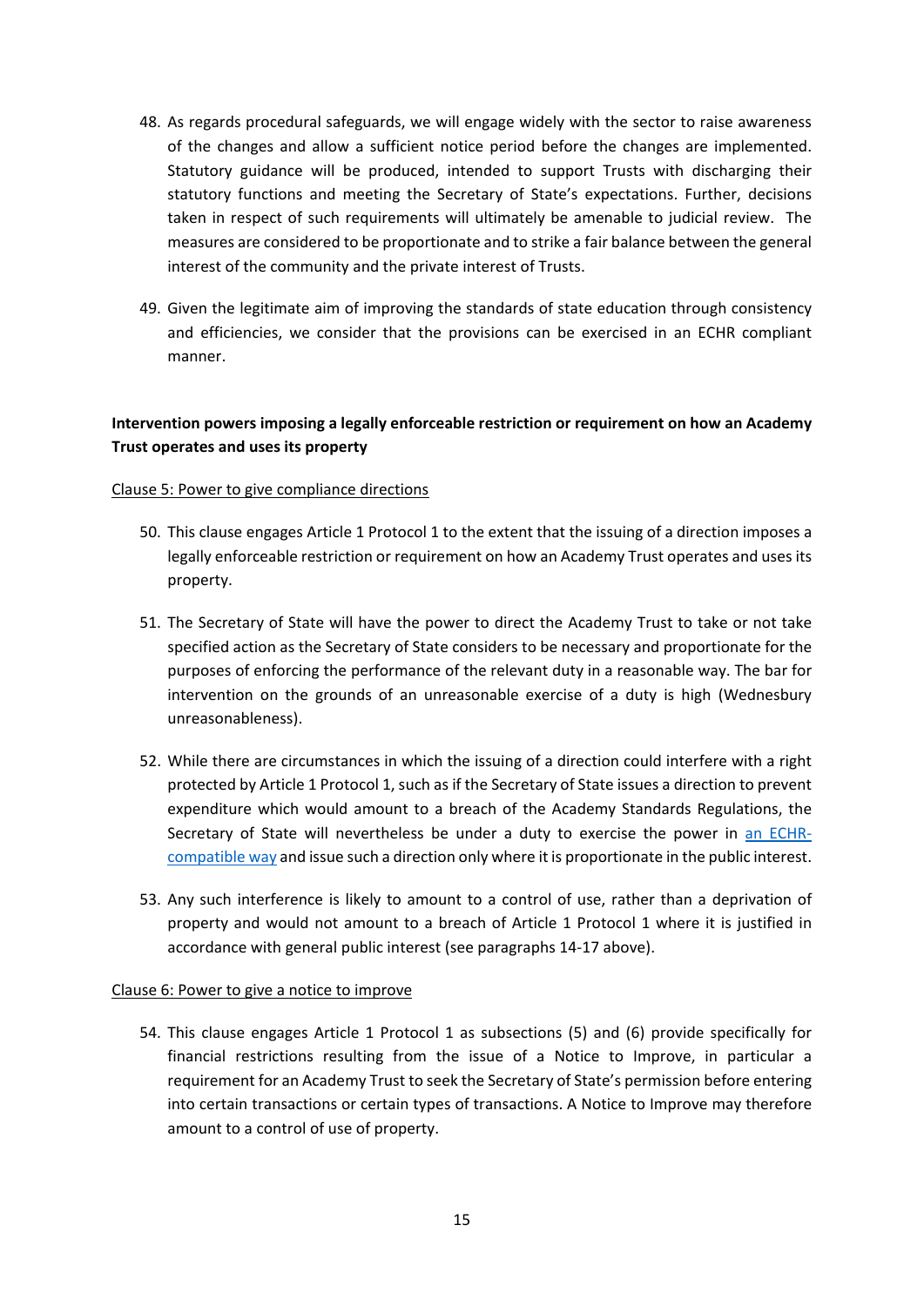48. As regards procedural safeguards, we will engage widely with the sector to raise awareness of the changes and allow a sufficient notice period before the changes are implemented. Statutory guidance will be produced, intended to support Trusts with discharging their statutory functions and meeting the Secretary of State's expectations. Further, decisions taken in respect of such requirements will ultimately be amenable to judicial review. The measures are considered to be proportionate and to strike a fair balance between the general interest of the community and the private interest of Trusts.

49. Given the legitimate aim of improving the standards of state education through consistency and efficiencies, we consider that the provisions can be exercised in an ECHR compliant manner.

**Intervention powers imposing a legally enforceable restriction or requirement on how an Academy Trust operates and uses its property**

Clause 5: Power to give compliance directions

50. This clause engages Article 1 Protocol 1 to the extent that the issuing of a direction imposes a legally enforceable restriction or requirement on how an Academy Trust operates and uses its property.

51. The Secretary of State will have the power to direct the Academy Trust to take or not take specified action as the Secretary of State considers to be necessary and proportionate for the purposes of enforcing the performance of the relevant duty in a reasonable way. The bar for intervention on the grounds of an unreasonable exercise of a duty is high (Wednesbury unreasonableness).

52. While there are circumstances in which the issuing of a direction could interfere with a right protected by Article 1 Protocol 1, such as if the Secretary of State issues a direction to prevent expenditure which would amount to a breach of the Academy Standards Regulations, the Secretary of State will nevertheless be under a duty to exercise the power in an ECHR-compatible way and issue such a direction only where it is proportionate in the public interest.

53. Any such interference is likely to amount to a control of use, rather than a deprivation of property and would not amount to a breach of Article 1 Protocol 1 where it is justified in accordance with general public interest (see paragraphs 14-17 above).

Clause 6: Power to give a notice to improve

54. This clause engages Article 1 Protocol 1 as subsections (5) and (6) provide specifically for financial restrictions resulting from the issue of a Notice to Improve, in particular a requirement for an Academy Trust to seek the Secretary of State's permission before entering into certain transactions or certain types of transactions. A Notice to Improve may therefore amount to a control of use of property.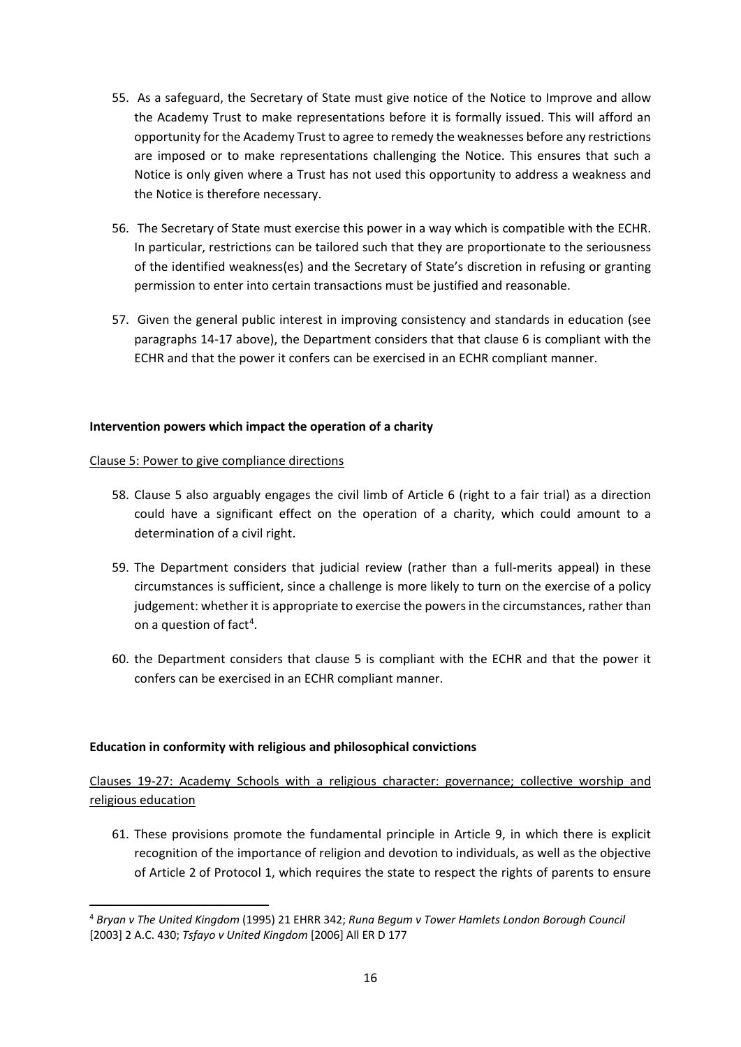55. As a safeguard, the Secretary of State must give notice of the Notice to Improve and allow the Academy Trust to make representations before it is formally issued. This will afford an opportunity for the Academy Trust to agree to remedy the weaknesses before any restrictions are imposed or to make representations challenging the Notice. This ensures that such a Notice is only given where a Trust has not used this opportunity to address a weakness and the Notice is therefore necessary.

56. The Secretary of State must exercise this power in a way which is compatible with the ECHR. In particular, restrictions can be tailored such that they are proportionate to the seriousness of the identified weakness(es) and the Secretary of State's discretion in refusing or granting permission to enter into certain transactions must be justified and reasonable.

57. Given the general public interest in improving consistency and standards in education (see paragraphs 14-17 above), the Department considers that that clause 6 is compliant with the ECHR and that the power it confers can be exercised in an ECHR compliant manner.

**Intervention powers which impact the operation of a charity**

<u>Clause 5: Power to give compliance directions</u>

58. Clause 5 also arguably engages the civil limb of Article 6 (right to a fair trial) as a direction could have a significant effect on the operation of a charity, which could amount to a determination of a civil right.

59. The Department considers that judicial review (rather than a full-merits appeal) in these circumstances is sufficient, since a challenge is more likely to turn on the exercise of a policy judgement: whether it is appropriate to exercise the powers in the circumstances, rather than on a question of fact[4].

60. the Department considers that clause 5 is compliant with the ECHR and that the power it confers can be exercised in an ECHR compliant manner.

**Education in conformity with religious and philosophical convictions**

<u>Clauses 19-27: Academy Schools with a religious character: governance; collective worship and religious education</u>

61. These provisions promote the fundamental principle in Article 9, in which there is explicit recognition of the importance of religion and devotion to individuals, as well as the objective of Article 2 of Protocol 1, which requires the state to respect the rights of parents to ensure

[4] *Bryan v The United Kingdom* (1995) 21 EHRR 342; *Runa Begum v Tower Hamlets London Borough Council* [2003] 2 A.C. 430; *Tsfayo v United Kingdom* [2006] All ER D 177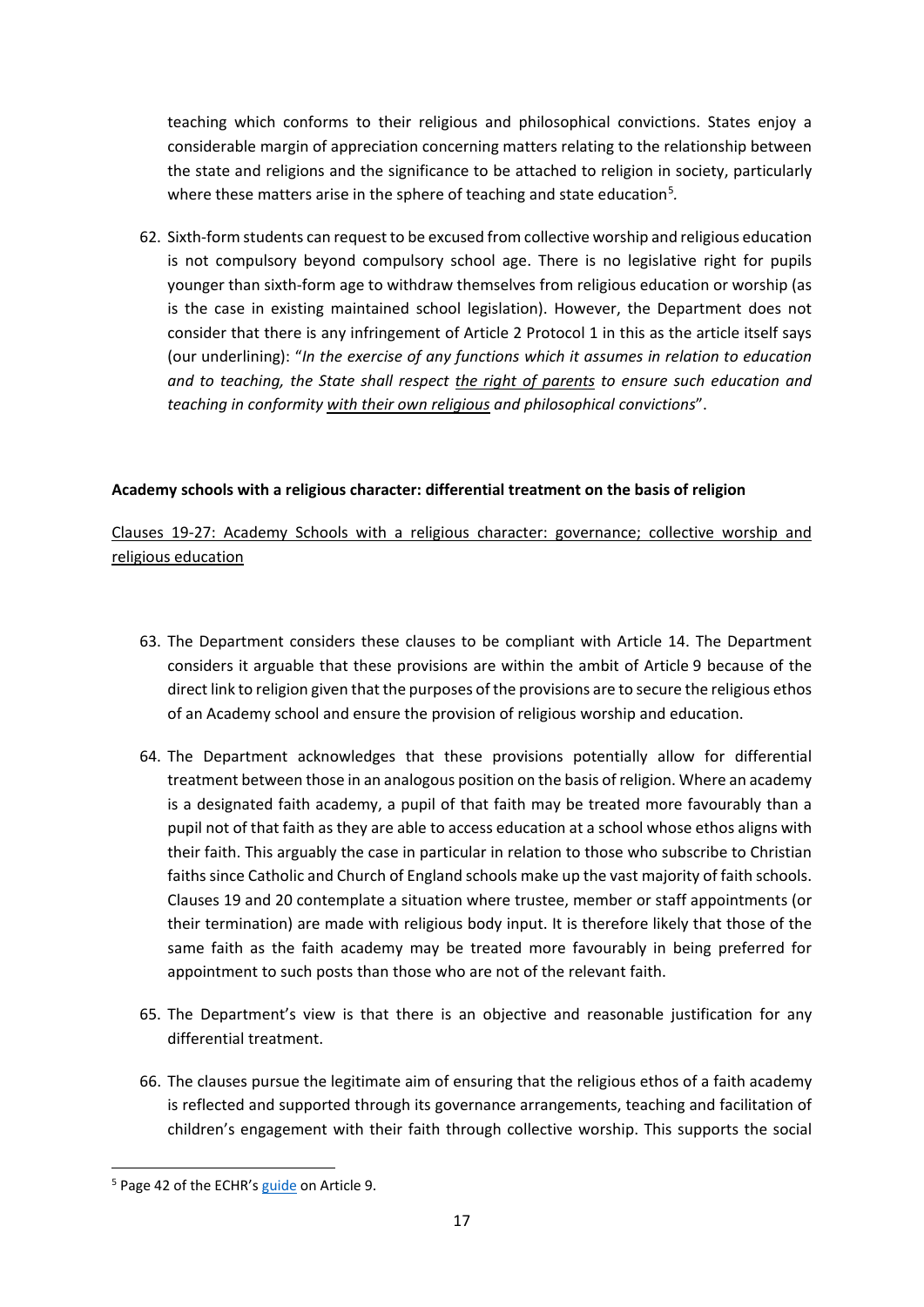teaching which conforms to their religious and philosophical convictions. States enjoy a considerable margin of appreciation concerning matters relating to the relationship between the state and religions and the significance to be attached to religion in society, particularly where these matters arise in the sphere of teaching and state education[5].

62. Sixth-form students can request to be excused from collective worship and religious education is not compulsory beyond compulsory school age. There is no legislative right for pupils younger than sixth-form age to withdraw themselves from religious education or worship (as is the case in existing maintained school legislation). However, the Department does not consider that there is any infringement of Article 2 Protocol 1 in this as the article itself says (our underlining): "*In the exercise of any functions which it assumes in relation to education and to teaching, the State shall respect <u>the right of parents</u> to ensure such education and teaching in conformity <u>with their own religious</u> and philosophical convictions*".

**Academy schools with a religious character: differential treatment on the basis of religion**

<u>Clauses 19-27: Academy Schools with a religious character: governance; collective worship and religious education</u>

63. The Department considers these clauses to be compliant with Article 14. The Department considers it arguable that these provisions are within the ambit of Article 9 because of the direct link to religion given that the purposes of the provisions are to secure the religious ethos of an Academy school and ensure the provision of religious worship and education.

64. The Department acknowledges that these provisions potentially allow for differential treatment between those in an analogous position on the basis of religion. Where an academy is a designated faith academy, a pupil of that faith may be treated more favourably than a pupil not of that faith as they are able to access education at a school whose ethos aligns with their faith. This arguably the case in particular in relation to those who subscribe to Christian faiths since Catholic and Church of England schools make up the vast majority of faith schools. Clauses 19 and 20 contemplate a situation where trustee, member or staff appointments (or their termination) are made with religious body input. It is therefore likely that those of the same faith as the faith academy may be treated more favourably in being preferred for appointment to such posts than those who are not of the relevant faith.

65. The Department's view is that there is an objective and reasonable justification for any differential treatment.

66. The clauses pursue the legitimate aim of ensuring that the religious ethos of a faith academy is reflected and supported through its governance arrangements, teaching and facilitation of children's engagement with their faith through collective worship. This supports the social

[5] Page 42 of the ECHR's guide on Article 9.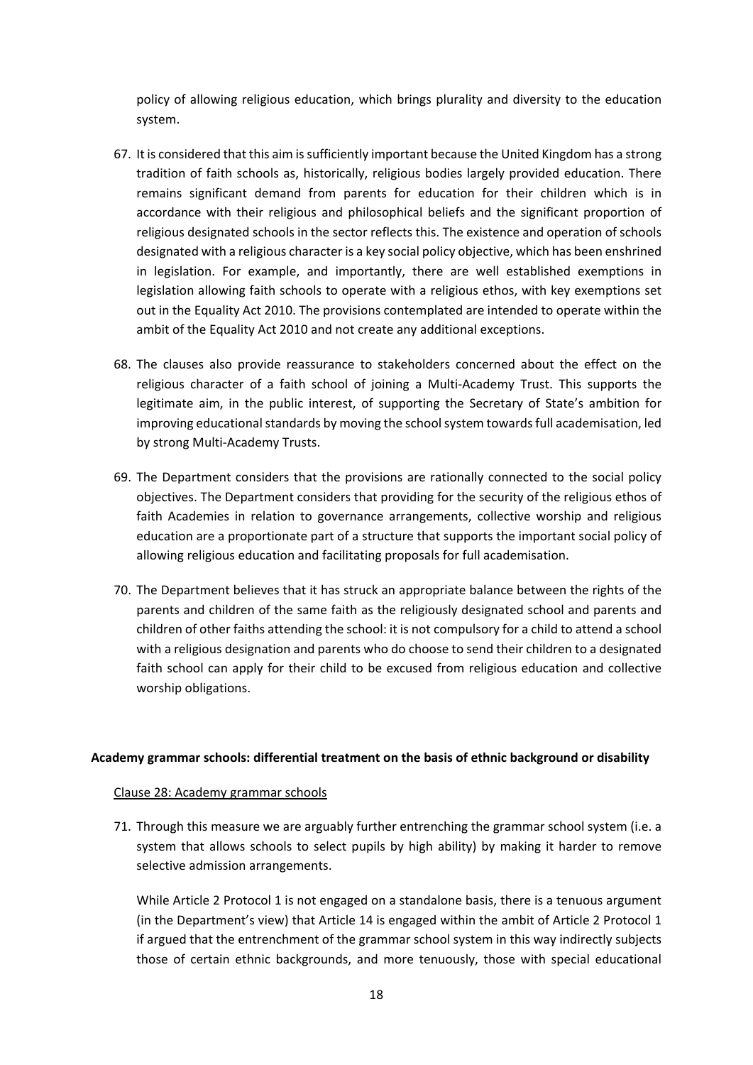policy of allowing religious education, which brings plurality and diversity to the education system.

67. It is considered that this aim is sufficiently important because the United Kingdom has a strong tradition of faith schools as, historically, religious bodies largely provided education. There remains significant demand from parents for education for their children which is in accordance with their religious and philosophical beliefs and the significant proportion of religious designated schools in the sector reflects this. The existence and operation of schools designated with a religious character is a key social policy objective, which has been enshrined in legislation. For example, and importantly, there are well established exemptions in legislation allowing faith schools to operate with a religious ethos, with key exemptions set out in the Equality Act 2010. The provisions contemplated are intended to operate within the ambit of the Equality Act 2010 and not create any additional exceptions.

68. The clauses also provide reassurance to stakeholders concerned about the effect on the religious character of a faith school of joining a Multi-Academy Trust. This supports the legitimate aim, in the public interest, of supporting the Secretary of State's ambition for improving educational standards by moving the school system towards full academisation, led by strong Multi-Academy Trusts.

69. The Department considers that the provisions are rationally connected to the social policy objectives. The Department considers that providing for the security of the religious ethos of faith Academies in relation to governance arrangements, collective worship and religious education are a proportionate part of a structure that supports the important social policy of allowing religious education and facilitating proposals for full academisation.

70. The Department believes that it has struck an appropriate balance between the rights of the parents and children of the same faith as the religiously designated school and parents and children of other faiths attending the school: it is not compulsory for a child to attend a school with a religious designation and parents who do choose to send their children to a designated faith school can apply for their child to be excused from religious education and collective worship obligations.

**Academy grammar schools: differential treatment on the basis of ethnic background or disability**

Clause 28: Academy grammar schools

71. Through this measure we are arguably further entrenching the grammar school system (i.e. a system that allows schools to select pupils by high ability) by making it harder to remove selective admission arrangements.

    While Article 2 Protocol 1 is not engaged on a standalone basis, there is a tenuous argument (in the Department's view) that Article 14 is engaged within the ambit of Article 2 Protocol 1 if argued that the entrenchment of the grammar school system in this way indirectly subjects those of certain ethnic backgrounds, and more tenuously, those with special educational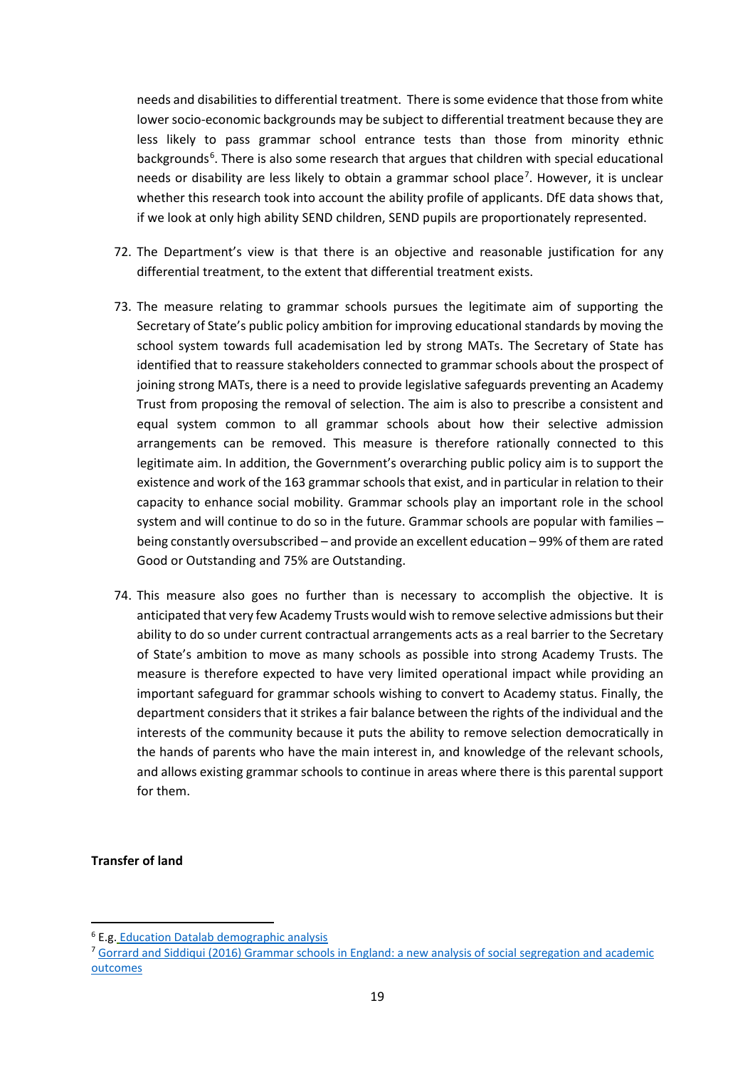needs and disabilities to differential treatment. There is some evidence that those from white lower socio-economic backgrounds may be subject to differential treatment because they are less likely to pass grammar school entrance tests than those from minority ethnic backgrounds[6]. There is also some research that argues that children with special educational needs or disability are less likely to obtain a grammar school place[7]. However, it is unclear whether this research took into account the ability profile of applicants. DfE data shows that, if we look at only high ability SEND children, SEND pupils are proportionately represented.

72. The Department's view is that there is an objective and reasonable justification for any differential treatment, to the extent that differential treatment exists.

73. The measure relating to grammar schools pursues the legitimate aim of supporting the Secretary of State's public policy ambition for improving educational standards by moving the school system towards full academisation led by strong MATs. The Secretary of State has identified that to reassure stakeholders connected to grammar schools about the prospect of joining strong MATs, there is a need to provide legislative safeguards preventing an Academy Trust from proposing the removal of selection. The aim is also to prescribe a consistent and equal system common to all grammar schools about how their selective admission arrangements can be removed. This measure is therefore rationally connected to this legitimate aim. In addition, the Government's overarching public policy aim is to support the existence and work of the 163 grammar schools that exist, and in particular in relation to their capacity to enhance social mobility. Grammar schools play an important role in the school system and will continue to do so in the future. Grammar schools are popular with families – being constantly oversubscribed – and provide an excellent education – 99% of them are rated Good or Outstanding and 75% are Outstanding.

74. This measure also goes no further than is necessary to accomplish the objective. It is anticipated that very few Academy Trusts would wish to remove selective admissions but their ability to do so under current contractual arrangements acts as a real barrier to the Secretary of State's ambition to move as many schools as possible into strong Academy Trusts. The measure is therefore expected to have very limited operational impact while providing an important safeguard for grammar schools wishing to convert to Academy status. Finally, the department considers that it strikes a fair balance between the rights of the individual and the interests of the community because it puts the ability to remove selection democratically in the hands of parents who have the main interest in, and knowledge of the relevant schools, and allows existing grammar schools to continue in areas where there is this parental support for them.

**Transfer of land**

---

[6] E.g. Education Datalab demographic analysis

[7] Gorrard and Siddiqui (2016) Grammar schools in England: a new analysis of social segregation and academic outcomes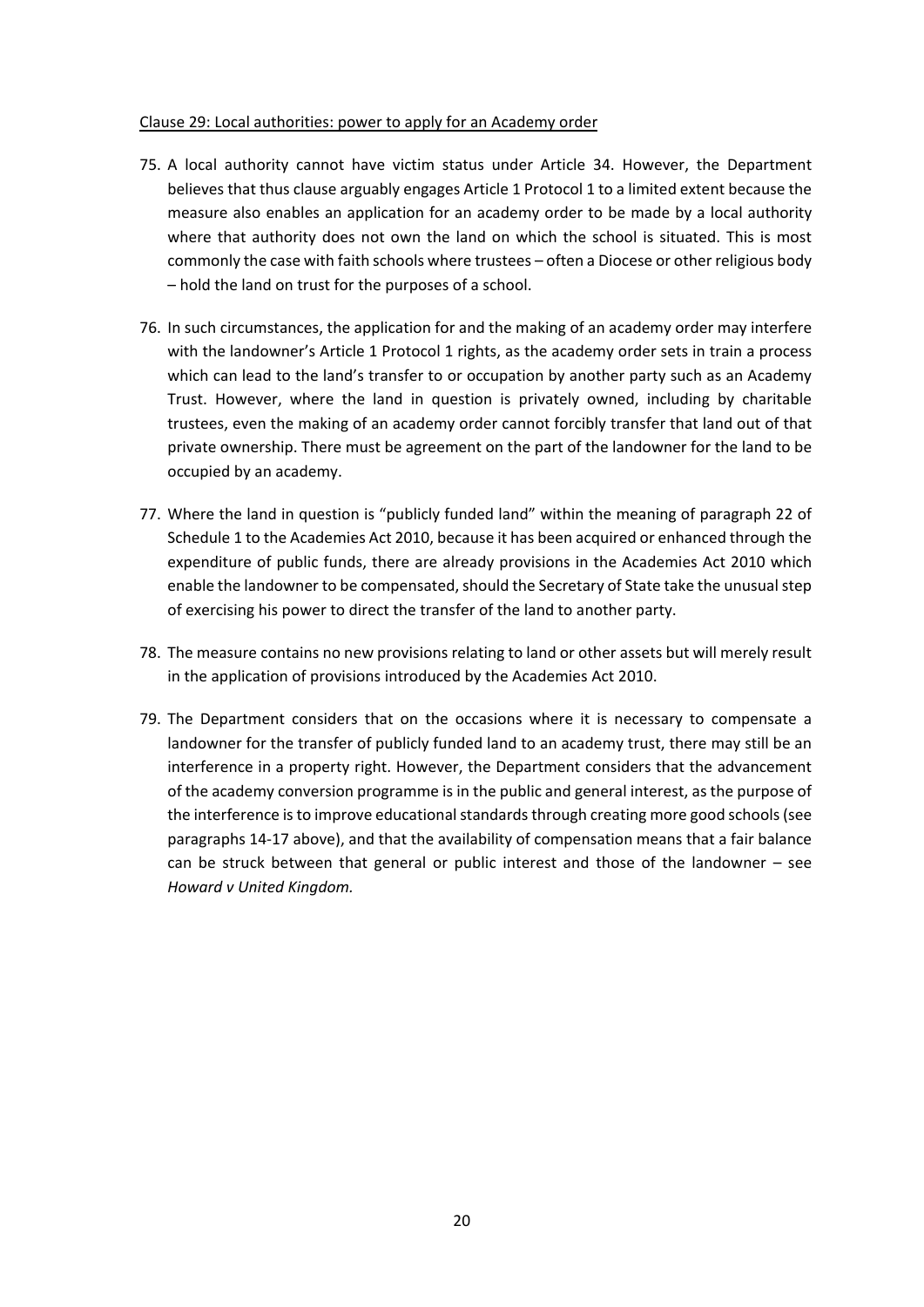Clause 29: Local authorities: power to apply for an Academy order

75. A local authority cannot have victim status under Article 34. However, the Department believes that thus clause arguably engages Article 1 Protocol 1 to a limited extent because the measure also enables an application for an academy order to be made by a local authority where that authority does not own the land on which the school is situated. This is most commonly the case with faith schools where trustees – often a Diocese or other religious body – hold the land on trust for the purposes of a school.

76. In such circumstances, the application for and the making of an academy order may interfere with the landowner's Article 1 Protocol 1 rights, as the academy order sets in train a process which can lead to the land's transfer to or occupation by another party such as an Academy Trust. However, where the land in question is privately owned, including by charitable trustees, even the making of an academy order cannot forcibly transfer that land out of that private ownership. There must be agreement on the part of the landowner for the land to be occupied by an academy.

77. Where the land in question is "publicly funded land" within the meaning of paragraph 22 of Schedule 1 to the Academies Act 2010, because it has been acquired or enhanced through the expenditure of public funds, there are already provisions in the Academies Act 2010 which enable the landowner to be compensated, should the Secretary of State take the unusual step of exercising his power to direct the transfer of the land to another party.

78. The measure contains no new provisions relating to land or other assets but will merely result in the application of provisions introduced by the Academies Act 2010.

79. The Department considers that on the occasions where it is necessary to compensate a landowner for the transfer of publicly funded land to an academy trust, there may still be an interference in a property right. However, the Department considers that the advancement of the academy conversion programme is in the public and general interest, as the purpose of the interference is to improve educational standards through creating more good schools (see paragraphs 14-17 above), and that the availability of compensation means that a fair balance can be struck between that general or public interest and those of the landowner – see *Howard v United Kingdom.*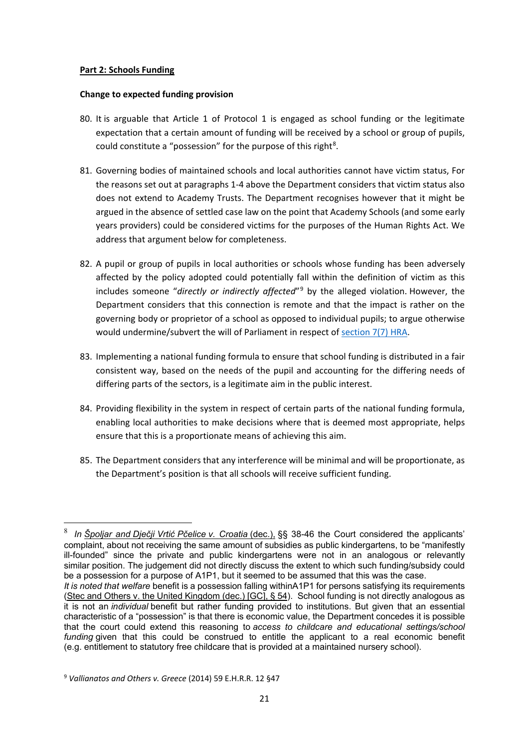**Part 2: Schools Funding**

**Change to expected funding provision**

80. It is arguable that Article 1 of Protocol 1 is engaged as school funding or the legitimate expectation that a certain amount of funding will be received by a school or group of pupils, could constitute a "possession" for the purpose of this right[8].

81. Governing bodies of maintained schools and local authorities cannot have victim status, For the reasons set out at paragraphs 1-4 above the Department considers that victim status also does not extend to Academy Trusts. The Department recognises however that it might be argued in the absence of settled case law on the point that Academy Schools (and some early years providers) could be considered victims for the purposes of the Human Rights Act. We address that argument below for completeness.

82. A pupil or group of pupils in local authorities or schools whose funding has been adversely affected by the policy adopted could potentially fall within the definition of victim as this includes someone "*directly or indirectly affected*"[9] by the alleged violation. However, the Department considers that this connection is remote and that the impact is rather on the governing body or proprietor of a school as opposed to individual pupils; to argue otherwise would undermine/subvert the will of Parliament in respect of section 7(7) HRA.

83. Implementing a national funding formula to ensure that school funding is distributed in a fair consistent way, based on the needs of the pupil and accounting for the differing needs of differing parts of the sectors, is a legitimate aim in the public interest.

84. Providing flexibility in the system in respect of certain parts of the national funding formula, enabling local authorities to make decisions where that is deemed most appropriate, helps ensure that this is a proportionate means of achieving this aim.

85. The Department considers that any interference will be minimal and will be proportionate, as the Department's position is that all schools will receive sufficient funding.

---

[8] *In Špoljar and Dječji Vrtić Pčelice v. Croatia* (dec.), §§ 38-46 the Court considered the applicants' complaint, about not receiving the same amount of subsidies as public kindergartens, to be "manifestly ill-founded" since the private and public kindergartens were not in an analogous or relevantly similar position. The judgement did not directly discuss the extent to which such funding/subsidy could be a possession for a purpose of A1P1, but it seemed to be assumed that this was the case.
*It is noted that welfare* benefit is a possession falling withinA1P1 for persons satisfying its requirements (Stec and Others v. the United Kingdom (dec.) [GC], § 54). School funding is not directly analogous as it is not an *individual* benefit but rather funding provided to institutions. But given that an essential characteristic of a "possession" is that there is economic value, the Department concedes it is possible that the court could extend this reasoning to *access to childcare and educational settings/school funding* given that this could be construed to entitle the applicant to a real economic benefit (e.g. entitlement to statutory free childcare that is provided at a maintained nursery school).

[9] *Vallianatos and Others v. Greece* (2014) 59 E.H.R.R. 12 §47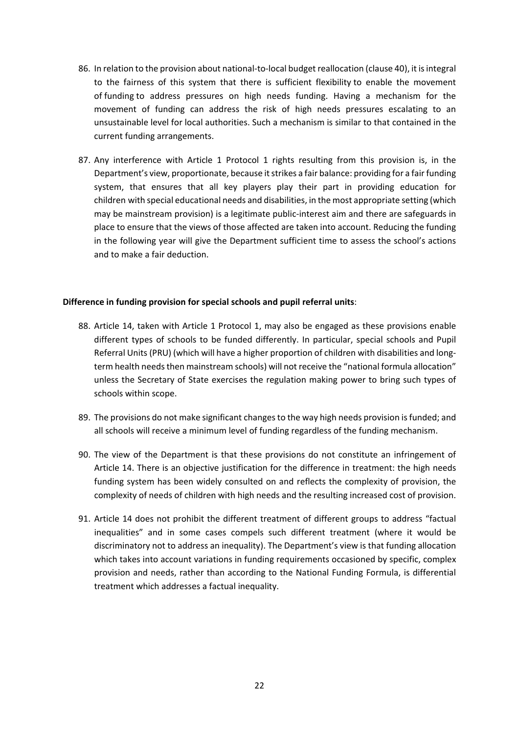86. In relation to the provision about national-to-local budget reallocation (clause 40), it is integral to the fairness of this system that there is sufficient flexibility to enable the movement of funding to address pressures on high needs funding. Having a mechanism for the movement of funding can address the risk of high needs pressures escalating to an unsustainable level for local authorities. Such a mechanism is similar to that contained in the current funding arrangements.

87. Any interference with Article 1 Protocol 1 rights resulting from this provision is, in the Department's view, proportionate, because it strikes a fair balance: providing for a fair funding system, that ensures that all key players play their part in providing education for children with special educational needs and disabilities, in the most appropriate setting (which may be mainstream provision) is a legitimate public-interest aim and there are safeguards in place to ensure that the views of those affected are taken into account. Reducing the funding in the following year will give the Department sufficient time to assess the school's actions and to make a fair deduction.

**Difference in funding provision for special schools and pupil referral units**:

88. Article 14, taken with Article 1 Protocol 1, may also be engaged as these provisions enable different types of schools to be funded differently. In particular, special schools and Pupil Referral Units (PRU) (which will have a higher proportion of children with disabilities and long-term health needs then mainstream schools) will not receive the "national formula allocation" unless the Secretary of State exercises the regulation making power to bring such types of schools within scope.

89. The provisions do not make significant changes to the way high needs provision is funded; and all schools will receive a minimum level of funding regardless of the funding mechanism.

90. The view of the Department is that these provisions do not constitute an infringement of Article 14. There is an objective justification for the difference in treatment: the high needs funding system has been widely consulted on and reflects the complexity of provision, the complexity of needs of children with high needs and the resulting increased cost of provision.

91. Article 14 does not prohibit the different treatment of different groups to address "factual inequalities" and in some cases compels such different treatment (where it would be discriminatory not to address an inequality). The Department's view is that funding allocation which takes into account variations in funding requirements occasioned by specific, complex provision and needs, rather than according to the National Funding Formula, is differential treatment which addresses a factual inequality.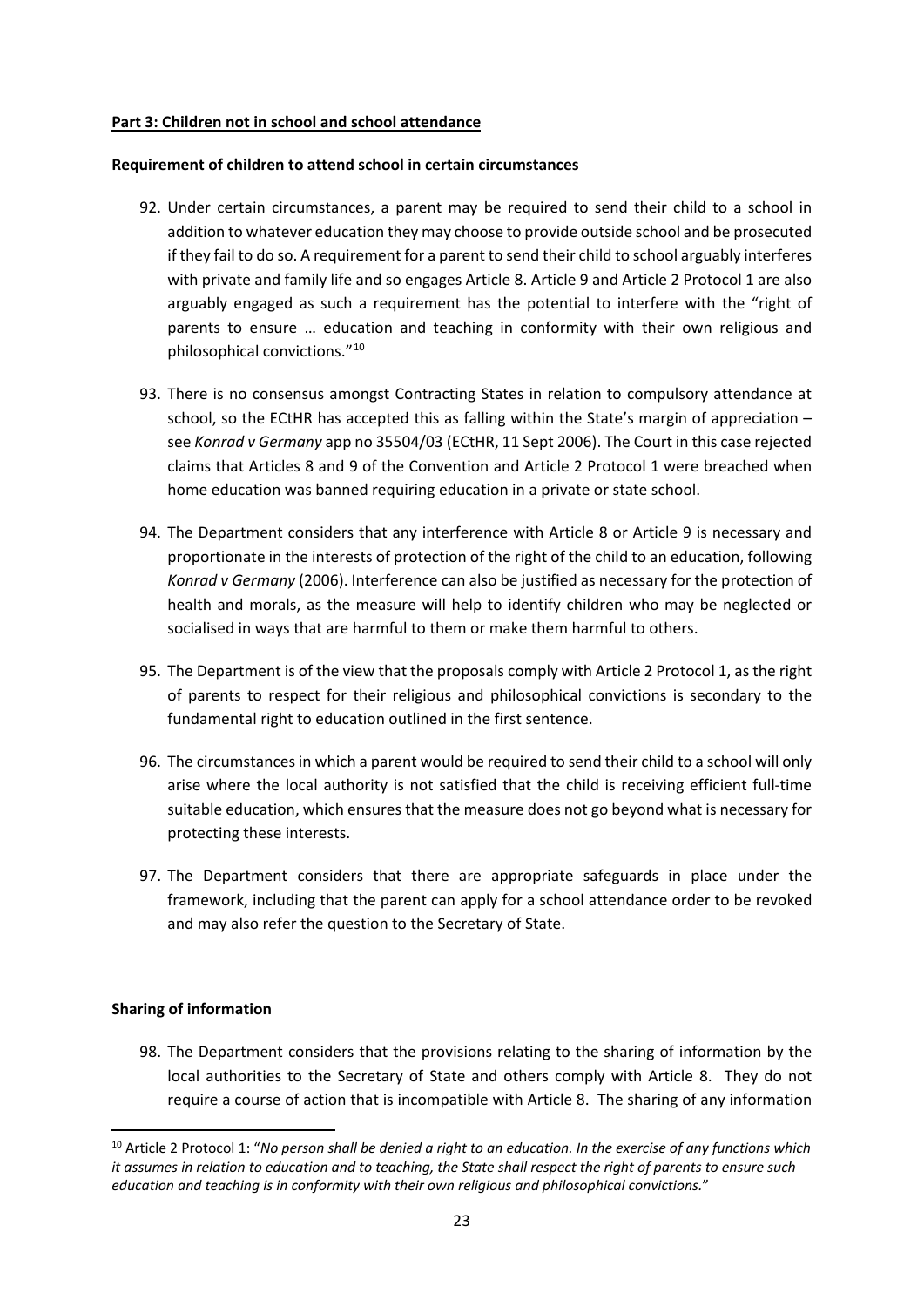**Part 3: Children not in school and school attendance**

**Requirement of children to attend school in certain circumstances**

92. Under certain circumstances, a parent may be required to send their child to a school in addition to whatever education they may choose to provide outside school and be prosecuted if they fail to do so. A requirement for a parent to send their child to school arguably interferes with private and family life and so engages Article 8. Article 9 and Article 2 Protocol 1 are also arguably engaged as such a requirement has the potential to interfere with the "right of parents to ensure … education and teaching in conformity with their own religious and philosophical convictions."[10]

93. There is no consensus amongst Contracting States in relation to compulsory attendance at school, so the ECtHR has accepted this as falling within the State's margin of appreciation – see *Konrad v Germany* app no 35504/03 (ECtHR, 11 Sept 2006). The Court in this case rejected claims that Articles 8 and 9 of the Convention and Article 2 Protocol 1 were breached when home education was banned requiring education in a private or state school.

94. The Department considers that any interference with Article 8 or Article 9 is necessary and proportionate in the interests of protection of the right of the child to an education, following *Konrad v Germany* (2006). Interference can also be justified as necessary for the protection of health and morals, as the measure will help to identify children who may be neglected or socialised in ways that are harmful to them or make them harmful to others.

95. The Department is of the view that the proposals comply with Article 2 Protocol 1, as the right of parents to respect for their religious and philosophical convictions is secondary to the fundamental right to education outlined in the first sentence.

96. The circumstances in which a parent would be required to send their child to a school will only arise where the local authority is not satisfied that the child is receiving efficient full-time suitable education, which ensures that the measure does not go beyond what is necessary for protecting these interests.

97. The Department considers that there are appropriate safeguards in place under the framework, including that the parent can apply for a school attendance order to be revoked and may also refer the question to the Secretary of State.

**Sharing of information**

98. The Department considers that the provisions relating to the sharing of information by the local authorities to the Secretary of State and others comply with Article 8. They do not require a course of action that is incompatible with Article 8. The sharing of any information

---

[10] Article 2 Protocol 1: "*No person shall be denied a right to an education. In the exercise of any functions which it assumes in relation to education and to teaching, the State shall respect the right of parents to ensure such education and teaching is in conformity with their own religious and philosophical convictions.*"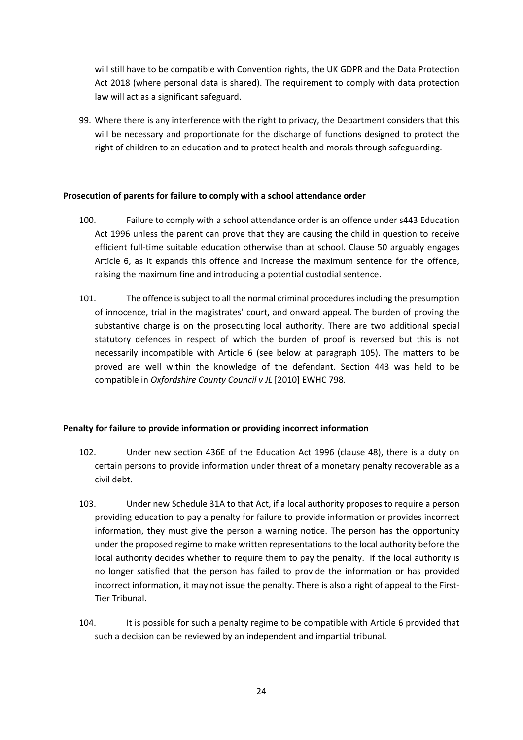will still have to be compatible with Convention rights, the UK GDPR and the Data Protection Act 2018 (where personal data is shared). The requirement to comply with data protection law will act as a significant safeguard.

99. Where there is any interference with the right to privacy, the Department considers that this will be necessary and proportionate for the discharge of functions designed to protect the right of children to an education and to protect health and morals through safeguarding.

**Prosecution of parents for failure to comply with a school attendance order**

100. Failure to comply with a school attendance order is an offence under s443 Education Act 1996 unless the parent can prove that they are causing the child in question to receive efficient full-time suitable education otherwise than at school. Clause 50 arguably engages Article 6, as it expands this offence and increase the maximum sentence for the offence, raising the maximum fine and introducing a potential custodial sentence.

101. The offence is subject to all the normal criminal procedures including the presumption of innocence, trial in the magistrates' court, and onward appeal. The burden of proving the substantive charge is on the prosecuting local authority. There are two additional special statutory defences in respect of which the burden of proof is reversed but this is not necessarily incompatible with Article 6 (see below at paragraph 105). The matters to be proved are well within the knowledge of the defendant. Section 443 was held to be compatible in *Oxfordshire County Council v JL* [2010] EWHC 798.

**Penalty for failure to provide information or providing incorrect information**

102. Under new section 436E of the Education Act 1996 (clause 48), there is a duty on certain persons to provide information under threat of a monetary penalty recoverable as a civil debt.

103. Under new Schedule 31A to that Act, if a local authority proposes to require a person providing education to pay a penalty for failure to provide information or provides incorrect information, they must give the person a warning notice. The person has the opportunity under the proposed regime to make written representations to the local authority before the local authority decides whether to require them to pay the penalty. If the local authority is no longer satisfied that the person has failed to provide the information or has provided incorrect information, it may not issue the penalty. There is also a right of appeal to the First-Tier Tribunal.

104. It is possible for such a penalty regime to be compatible with Article 6 provided that such a decision can be reviewed by an independent and impartial tribunal.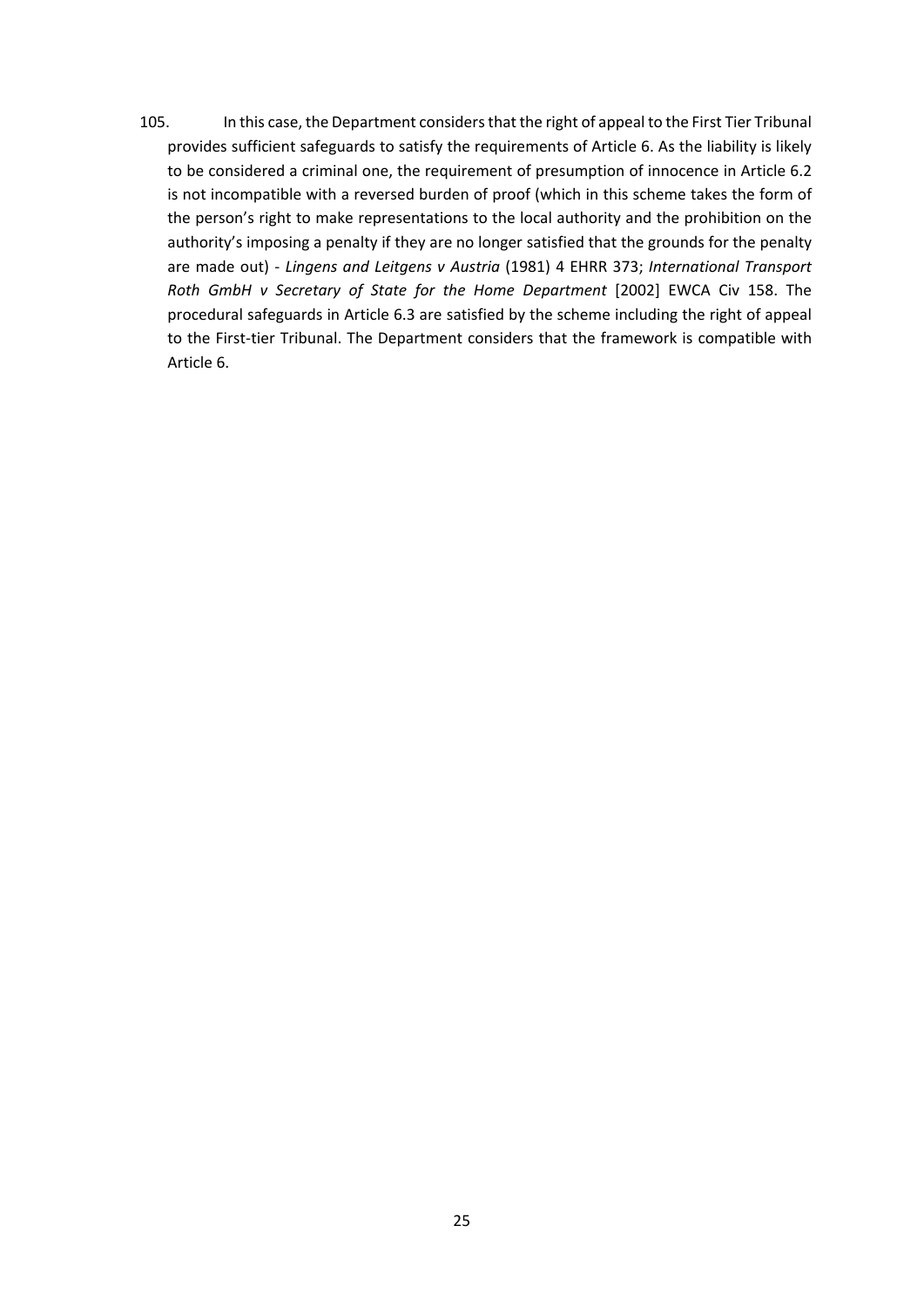105. In this case, the Department considers that the right of appeal to the First Tier Tribunal provides sufficient safeguards to satisfy the requirements of Article 6. As the liability is likely to be considered a criminal one, the requirement of presumption of innocence in Article 6.2 is not incompatible with a reversed burden of proof (which in this scheme takes the form of the person's right to make representations to the local authority and the prohibition on the authority's imposing a penalty if they are no longer satisfied that the grounds for the penalty are made out) - *Lingens and Leitgens v Austria* (1981) 4 EHRR 373; *International Transport Roth GmbH v Secretary of State for the Home Department* [2002] EWCA Civ 158. The procedural safeguards in Article 6.3 are satisfied by the scheme including the right of appeal to the First-tier Tribunal. The Department considers that the framework is compatible with Article 6.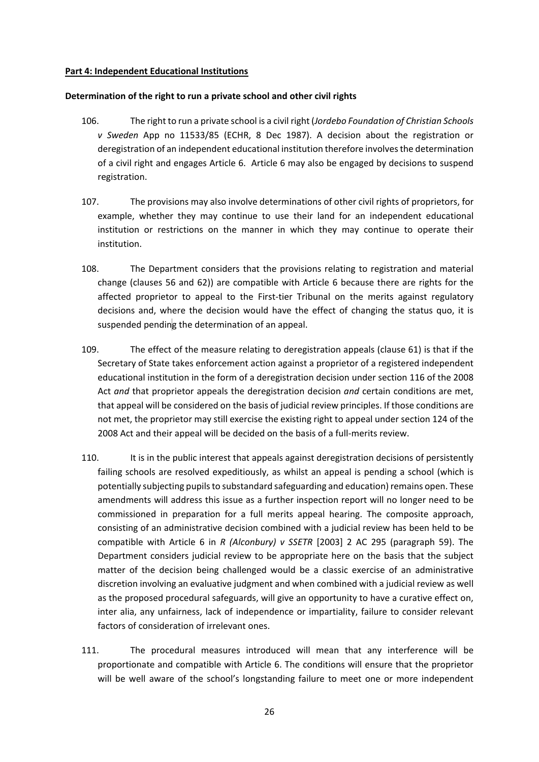**Part 4: Independent Educational Institutions**

**Determination of the right to run a private school and other civil rights**

106. The right to run a private school is a civil right (*Jordebo Foundation of Christian Schools v Sweden* App no 11533/85 (ECHR, 8 Dec 1987). A decision about the registration or deregistration of an independent educational institution therefore involves the determination of a civil right and engages Article 6. Article 6 may also be engaged by decisions to suspend registration.

107. The provisions may also involve determinations of other civil rights of proprietors, for example, whether they may continue to use their land for an independent educational institution or restrictions on the manner in which they may continue to operate their institution.

108. The Department considers that the provisions relating to registration and material change (clauses 56 and 62)) are compatible with Article 6 because there are rights for the affected proprietor to appeal to the First-tier Tribunal on the merits against regulatory decisions and, where the decision would have the effect of changing the status quo, it is suspended pending the determination of an appeal.

109. The effect of the measure relating to deregistration appeals (clause 61) is that if the Secretary of State takes enforcement action against a proprietor of a registered independent educational institution in the form of a deregistration decision under section 116 of the 2008 Act *and* that proprietor appeals the deregistration decision *and* certain conditions are met, that appeal will be considered on the basis of judicial review principles. If those conditions are not met, the proprietor may still exercise the existing right to appeal under section 124 of the 2008 Act and their appeal will be decided on the basis of a full-merits review.

110. It is in the public interest that appeals against deregistration decisions of persistently failing schools are resolved expeditiously, as whilst an appeal is pending a school (which is potentially subjecting pupils to substandard safeguarding and education) remains open. These amendments will address this issue as a further inspection report will no longer need to be commissioned in preparation for a full merits appeal hearing. The composite approach, consisting of an administrative decision combined with a judicial review has been held to be compatible with Article 6 in *R (Alconbury) v SSETR* [2003] 2 AC 295 (paragraph 59). The Department considers judicial review to be appropriate here on the basis that the subject matter of the decision being challenged would be a classic exercise of an administrative discretion involving an evaluative judgment and when combined with a judicial review as well as the proposed procedural safeguards, will give an opportunity to have a curative effect on, inter alia, any unfairness, lack of independence or impartiality, failure to consider relevant factors of consideration of irrelevant ones.

111. The procedural measures introduced will mean that any interference will be proportionate and compatible with Article 6. The conditions will ensure that the proprietor will be well aware of the school's longstanding failure to meet one or more independent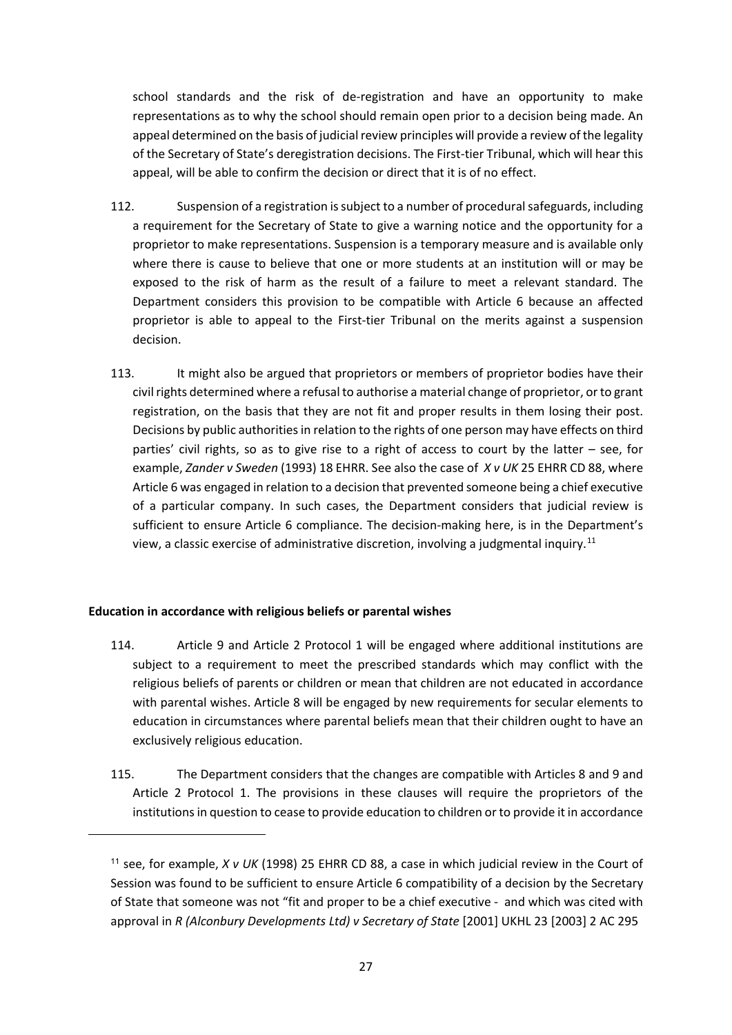school standards and the risk of de-registration and have an opportunity to make representations as to why the school should remain open prior to a decision being made. An appeal determined on the basis of judicial review principles will provide a review of the legality of the Secretary of State's deregistration decisions. The First-tier Tribunal, which will hear this appeal, will be able to confirm the decision or direct that it is of no effect.

112. Suspension of a registration is subject to a number of procedural safeguards, including a requirement for the Secretary of State to give a warning notice and the opportunity for a proprietor to make representations. Suspension is a temporary measure and is available only where there is cause to believe that one or more students at an institution will or may be exposed to the risk of harm as the result of a failure to meet a relevant standard. The Department considers this provision to be compatible with Article 6 because an affected proprietor is able to appeal to the First-tier Tribunal on the merits against a suspension decision.

113. It might also be argued that proprietors or members of proprietor bodies have their civil rights determined where a refusal to authorise a material change of proprietor, or to grant registration, on the basis that they are not fit and proper results in them losing their post. Decisions by public authorities in relation to the rights of one person may have effects on third parties' civil rights, so as to give rise to a right of access to court by the latter – see, for example, *Zander v Sweden* (1993) 18 EHRR. See also the case of *X v UK* 25 EHRR CD 88, where Article 6 was engaged in relation to a decision that prevented someone being a chief executive of a particular company. In such cases, the Department considers that judicial review is sufficient to ensure Article 6 compliance. The decision-making here, is in the Department's view, a classic exercise of administrative discretion, involving a judgmental inquiry.[11]

**Education in accordance with religious beliefs or parental wishes**

114. Article 9 and Article 2 Protocol 1 will be engaged where additional institutions are subject to a requirement to meet the prescribed standards which may conflict with the religious beliefs of parents or children or mean that children are not educated in accordance with parental wishes. Article 8 will be engaged by new requirements for secular elements to education in circumstances where parental beliefs mean that their children ought to have an exclusively religious education.

115. The Department considers that the changes are compatible with Articles 8 and 9 and Article 2 Protocol 1. The provisions in these clauses will require the proprietors of the institutions in question to cease to provide education to children or to provide it in accordance

[11] see, for example, *X v UK* (1998) 25 EHRR CD 88, a case in which judicial review in the Court of Session was found to be sufficient to ensure Article 6 compatibility of a decision by the Secretary of State that someone was not "fit and proper to be a chief executive - and which was cited with approval in *R (Alconbury Developments Ltd) v Secretary of State* [2001] UKHL 23 [2003] 2 AC 295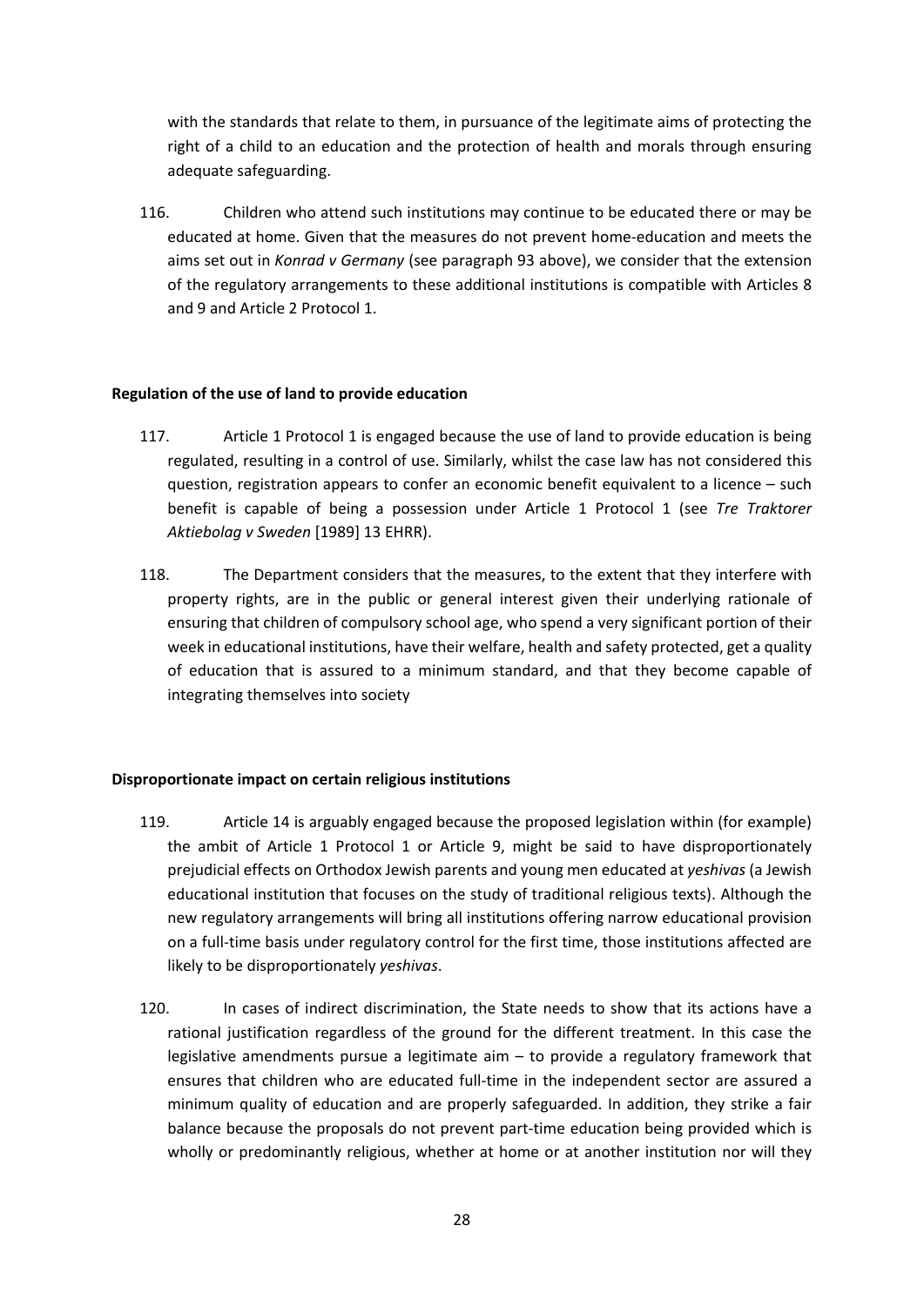with the standards that relate to them, in pursuance of the legitimate aims of protecting the right of a child to an education and the protection of health and morals through ensuring adequate safeguarding.

116. Children who attend such institutions may continue to be educated there or may be educated at home. Given that the measures do not prevent home-education and meets the aims set out in *Konrad v Germany* (see paragraph 93 above), we consider that the extension of the regulatory arrangements to these additional institutions is compatible with Articles 8 and 9 and Article 2 Protocol 1.

**Regulation of the use of land to provide education**

117. Article 1 Protocol 1 is engaged because the use of land to provide education is being regulated, resulting in a control of use. Similarly, whilst the case law has not considered this question, registration appears to confer an economic benefit equivalent to a licence – such benefit is capable of being a possession under Article 1 Protocol 1 (see *Tre Traktorer Aktiebolag v Sweden* [1989] 13 EHRR).

118. The Department considers that the measures, to the extent that they interfere with property rights, are in the public or general interest given their underlying rationale of ensuring that children of compulsory school age, who spend a very significant portion of their week in educational institutions, have their welfare, health and safety protected, get a quality of education that is assured to a minimum standard, and that they become capable of integrating themselves into society

**Disproportionate impact on certain religious institutions**

119. Article 14 is arguably engaged because the proposed legislation within (for example) the ambit of Article 1 Protocol 1 or Article 9, might be said to have disproportionately prejudicial effects on Orthodox Jewish parents and young men educated at *yeshivas* (a Jewish educational institution that focuses on the study of traditional religious texts). Although the new regulatory arrangements will bring all institutions offering narrow educational provision on a full-time basis under regulatory control for the first time, those institutions affected are likely to be disproportionately *yeshivas*.

120. In cases of indirect discrimination, the State needs to show that its actions have a rational justification regardless of the ground for the different treatment. In this case the legislative amendments pursue a legitimate aim – to provide a regulatory framework that ensures that children who are educated full-time in the independent sector are assured a minimum quality of education and are properly safeguarded. In addition, they strike a fair balance because the proposals do not prevent part-time education being provided which is wholly or predominantly religious, whether at home or at another institution nor will they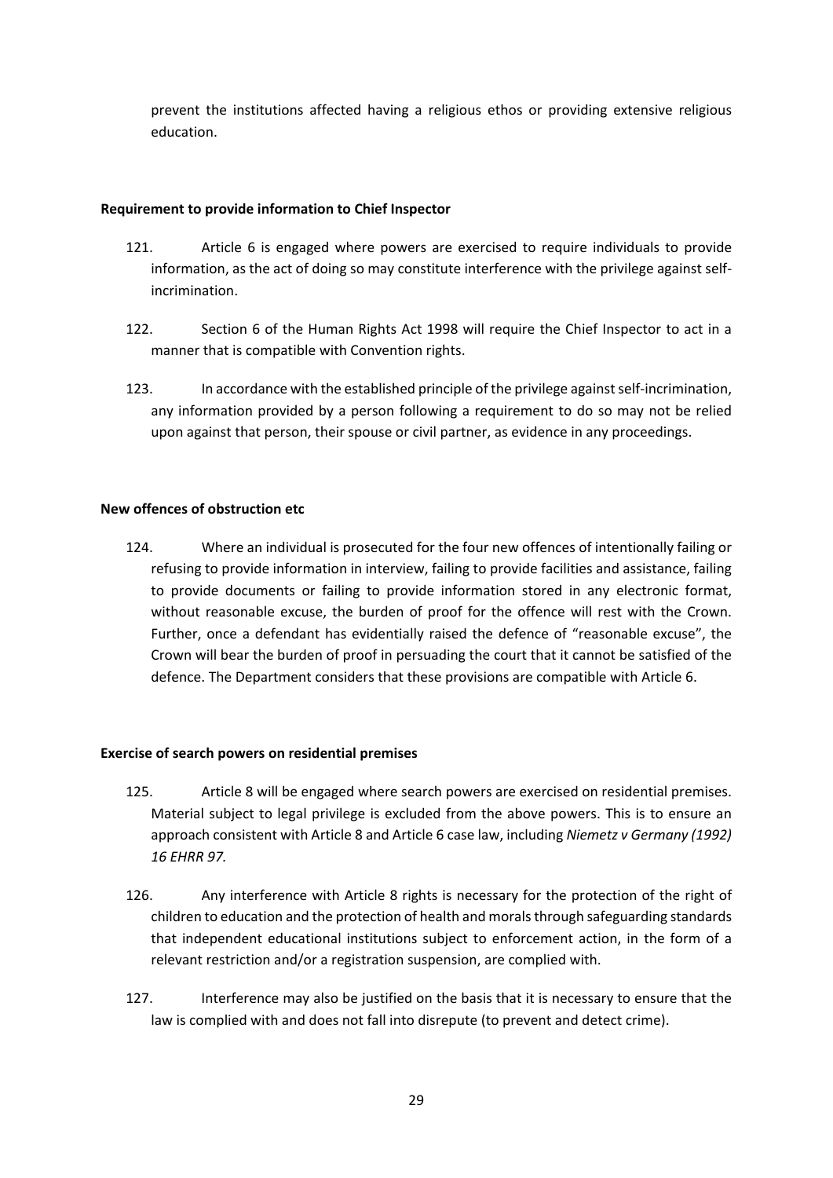prevent the institutions affected having a religious ethos or providing extensive religious education.

**Requirement to provide information to Chief Inspector**

121. Article 6 is engaged where powers are exercised to require individuals to provide information, as the act of doing so may constitute interference with the privilege against self-incrimination.

122. Section 6 of the Human Rights Act 1998 will require the Chief Inspector to act in a manner that is compatible with Convention rights.

123. In accordance with the established principle of the privilege against self-incrimination, any information provided by a person following a requirement to do so may not be relied upon against that person, their spouse or civil partner, as evidence in any proceedings.

**New offences of obstruction etc**

124. Where an individual is prosecuted for the four new offences of intentionally failing or refusing to provide information in interview, failing to provide facilities and assistance, failing to provide documents or failing to provide information stored in any electronic format, without reasonable excuse, the burden of proof for the offence will rest with the Crown. Further, once a defendant has evidentially raised the defence of "reasonable excuse", the Crown will bear the burden of proof in persuading the court that it cannot be satisfied of the defence. The Department considers that these provisions are compatible with Article 6.

**Exercise of search powers on residential premises**

125. Article 8 will be engaged where search powers are exercised on residential premises. Material subject to legal privilege is excluded from the above powers. This is to ensure an approach consistent with Article 8 and Article 6 case law, including *Niemetz v Germany (1992) 16 EHRR 97.*

126. Any interference with Article 8 rights is necessary for the protection of the right of children to education and the protection of health and morals through safeguarding standards that independent educational institutions subject to enforcement action, in the form of a relevant restriction and/or a registration suspension, are complied with.

127. Interference may also be justified on the basis that it is necessary to ensure that the law is complied with and does not fall into disrepute (to prevent and detect crime).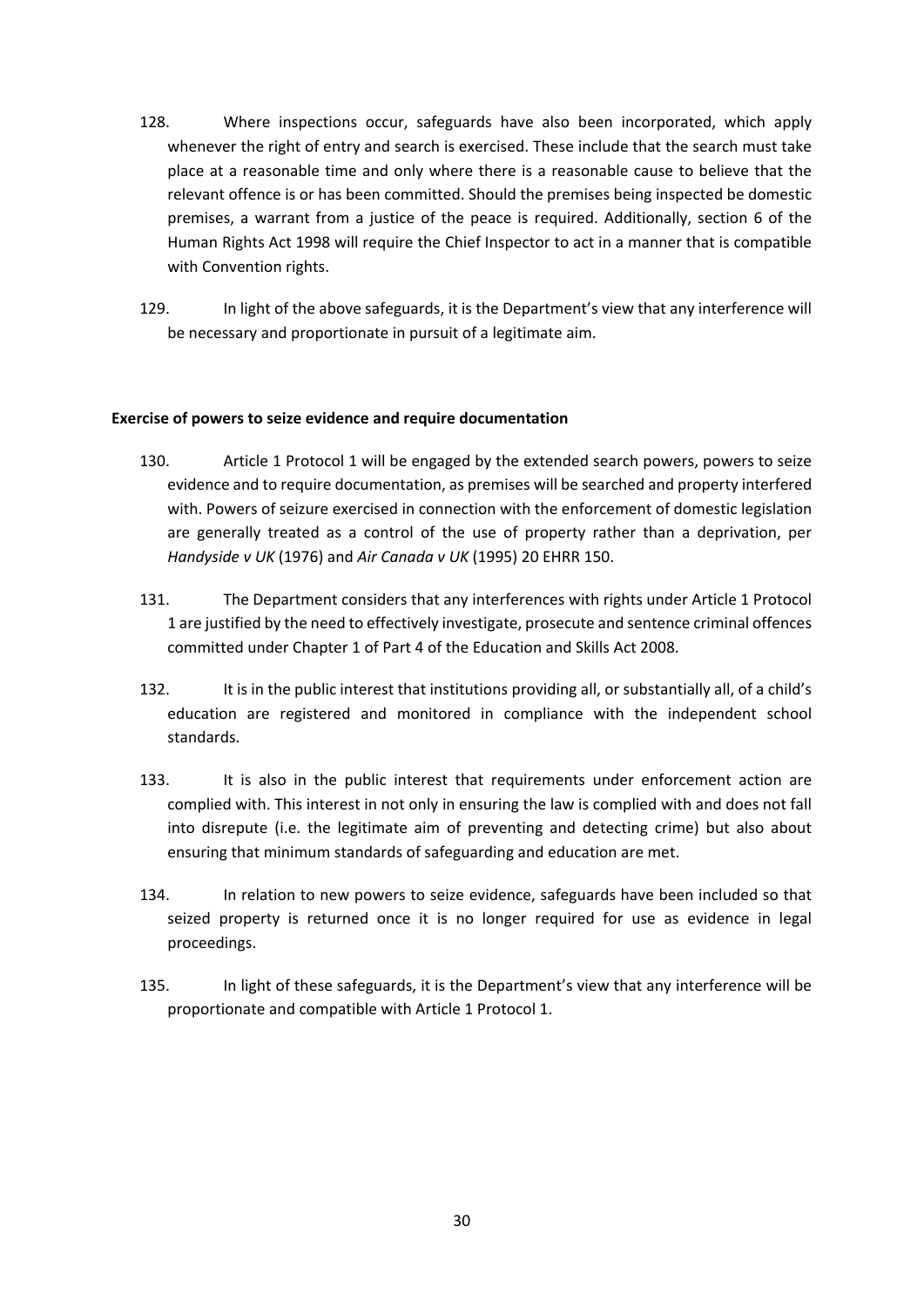128. Where inspections occur, safeguards have also been incorporated, which apply whenever the right of entry and search is exercised. These include that the search must take place at a reasonable time and only where there is a reasonable cause to believe that the relevant offence is or has been committed. Should the premises being inspected be domestic premises, a warrant from a justice of the peace is required. Additionally, section 6 of the Human Rights Act 1998 will require the Chief Inspector to act in a manner that is compatible with Convention rights.

129. In light of the above safeguards, it is the Department's view that any interference will be necessary and proportionate in pursuit of a legitimate aim.

**Exercise of powers to seize evidence and require documentation**

130. Article 1 Protocol 1 will be engaged by the extended search powers, powers to seize evidence and to require documentation, as premises will be searched and property interfered with. Powers of seizure exercised in connection with the enforcement of domestic legislation are generally treated as a control of the use of property rather than a deprivation, per *Handyside v UK* (1976) and *Air Canada v UK* (1995) 20 EHRR 150.

131. The Department considers that any interferences with rights under Article 1 Protocol 1 are justified by the need to effectively investigate, prosecute and sentence criminal offences committed under Chapter 1 of Part 4 of the Education and Skills Act 2008.

132. It is in the public interest that institutions providing all, or substantially all, of a child's education are registered and monitored in compliance with the independent school standards.

133. It is also in the public interest that requirements under enforcement action are complied with. This interest in not only in ensuring the law is complied with and does not fall into disrepute (i.e. the legitimate aim of preventing and detecting crime) but also about ensuring that minimum standards of safeguarding and education are met.

134. In relation to new powers to seize evidence, safeguards have been included so that seized property is returned once it is no longer required for use as evidence in legal proceedings.

135. In light of these safeguards, it is the Department's view that any interference will be proportionate and compatible with Article 1 Protocol 1.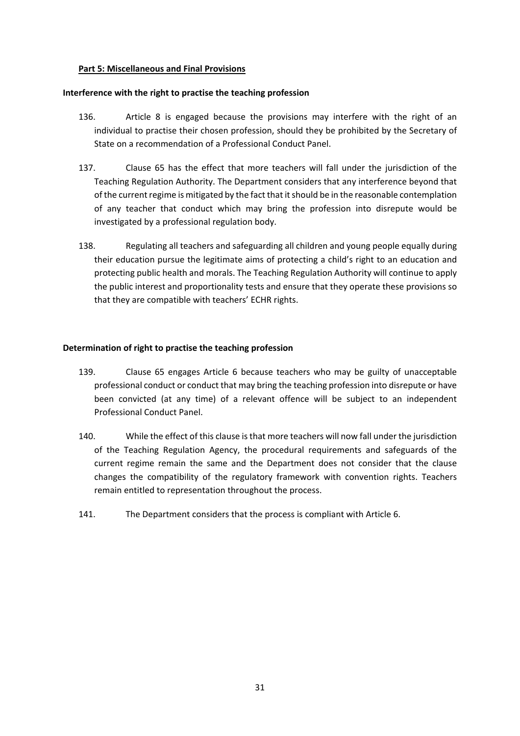**Part 5: Miscellaneous and Final Provisions**

**Interference with the right to practise the teaching profession**

136. Article 8 is engaged because the provisions may interfere with the right of an individual to practise their chosen profession, should they be prohibited by the Secretary of State on a recommendation of a Professional Conduct Panel.

137. Clause 65 has the effect that more teachers will fall under the jurisdiction of the Teaching Regulation Authority. The Department considers that any interference beyond that of the current regime is mitigated by the fact that it should be in the reasonable contemplation of any teacher that conduct which may bring the profession into disrepute would be investigated by a professional regulation body.

138. Regulating all teachers and safeguarding all children and young people equally during their education pursue the legitimate aims of protecting a child's right to an education and protecting public health and morals. The Teaching Regulation Authority will continue to apply the public interest and proportionality tests and ensure that they operate these provisions so that they are compatible with teachers' ECHR rights.

**Determination of right to practise the teaching profession**

139. Clause 65 engages Article 6 because teachers who may be guilty of unacceptable professional conduct or conduct that may bring the teaching profession into disrepute or have been convicted (at any time) of a relevant offence will be subject to an independent Professional Conduct Panel.

140. While the effect of this clause is that more teachers will now fall under the jurisdiction of the Teaching Regulation Agency, the procedural requirements and safeguards of the current regime remain the same and the Department does not consider that the clause changes the compatibility of the regulatory framework with convention rights. Teachers remain entitled to representation throughout the process.

141. The Department considers that the process is compliant with Article 6.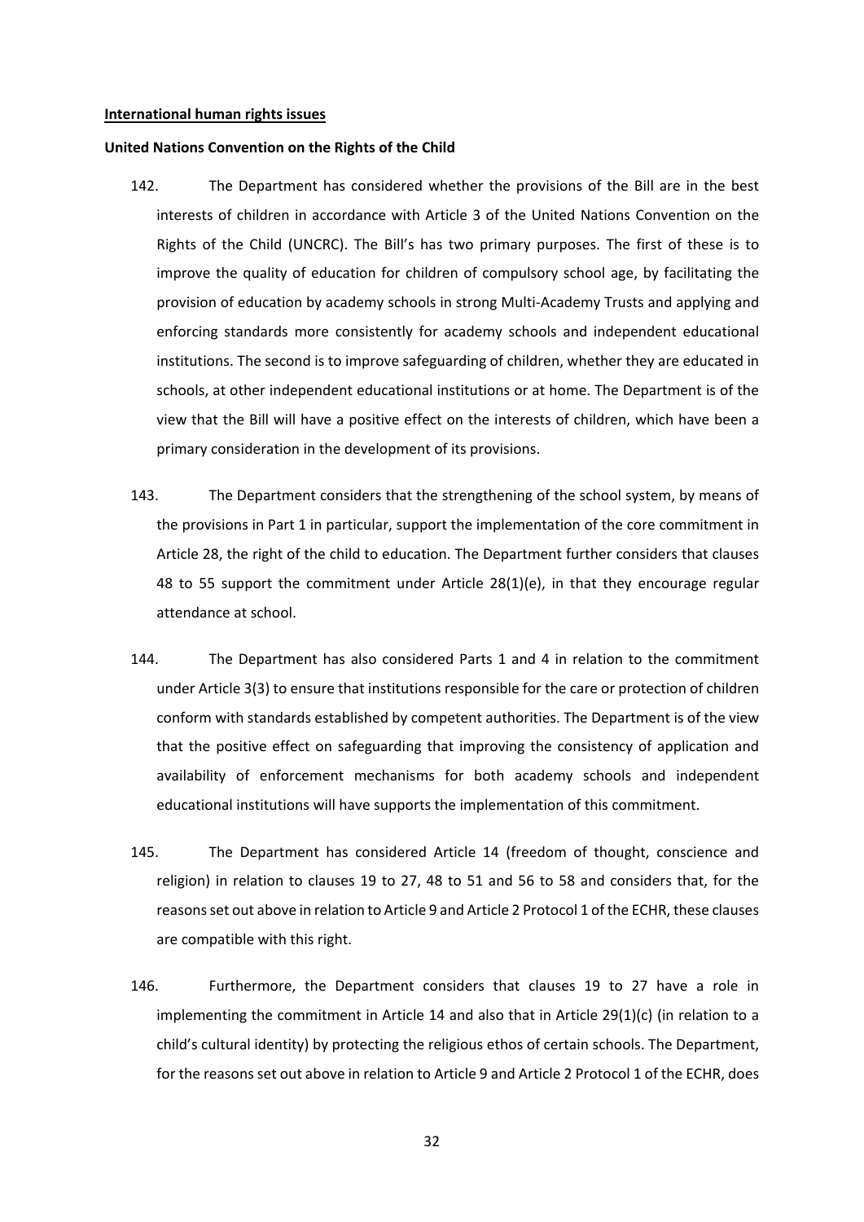**International human rights issues**

**United Nations Convention on the Rights of the Child**

142. The Department has considered whether the provisions of the Bill are in the best interests of children in accordance with Article 3 of the United Nations Convention on the Rights of the Child (UNCRC). The Bill's has two primary purposes. The first of these is to improve the quality of education for children of compulsory school age, by facilitating the provision of education by academy schools in strong Multi-Academy Trusts and applying and enforcing standards more consistently for academy schools and independent educational institutions. The second is to improve safeguarding of children, whether they are educated in schools, at other independent educational institutions or at home. The Department is of the view that the Bill will have a positive effect on the interests of children, which have been a primary consideration in the development of its provisions.

143. The Department considers that the strengthening of the school system, by means of the provisions in Part 1 in particular, support the implementation of the core commitment in Article 28, the right of the child to education. The Department further considers that clauses 48 to 55 support the commitment under Article 28(1)(e), in that they encourage regular attendance at school.

144. The Department has also considered Parts 1 and 4 in relation to the commitment under Article 3(3) to ensure that institutions responsible for the care or protection of children conform with standards established by competent authorities. The Department is of the view that the positive effect on safeguarding that improving the consistency of application and availability of enforcement mechanisms for both academy schools and independent educational institutions will have supports the implementation of this commitment.

145. The Department has considered Article 14 (freedom of thought, conscience and religion) in relation to clauses 19 to 27, 48 to 51 and 56 to 58 and considers that, for the reasons set out above in relation to Article 9 and Article 2 Protocol 1 of the ECHR, these clauses are compatible with this right.

146. Furthermore, the Department considers that clauses 19 to 27 have a role in implementing the commitment in Article 14 and also that in Article 29(1)(c) (in relation to a child's cultural identity) by protecting the religious ethos of certain schools. The Department, for the reasons set out above in relation to Article 9 and Article 2 Protocol 1 of the ECHR, does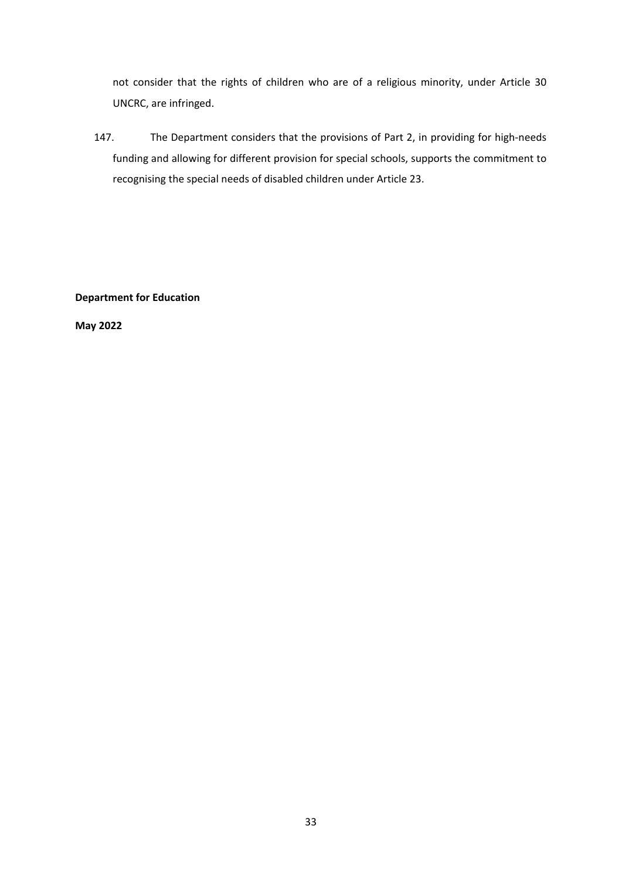not consider that the rights of children who are of a religious minority, under Article 30 UNCRC, are infringed.

147. The Department considers that the provisions of Part 2, in providing for high-needs funding and allowing for different provision for special schools, supports the commitment to recognising the special needs of disabled children under Article 23.

**Department for Education**

**May 2022**